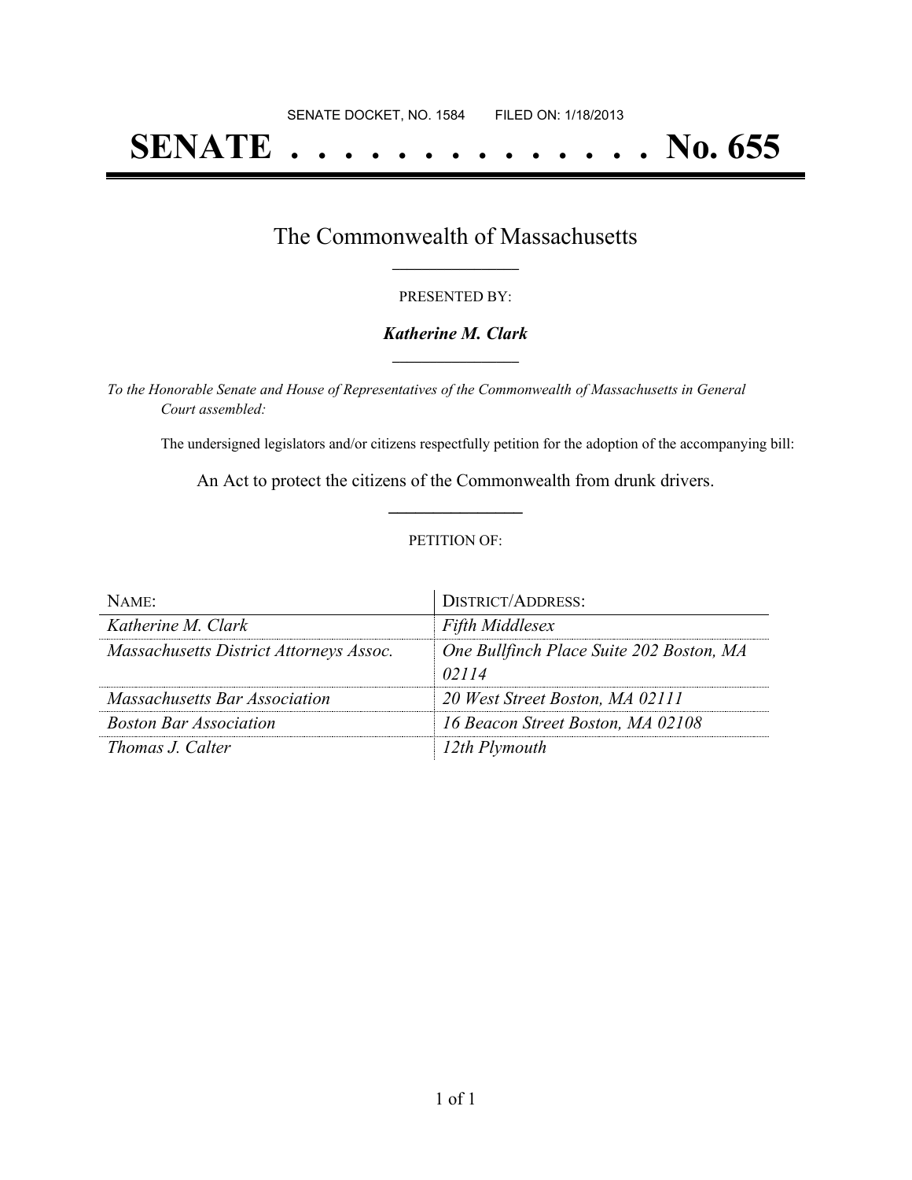SENATE DOCKET, NO. 1584        FILED ON: 1/18/2013

# SENATE . . . . . . . . . . . . . . No. 655

## The Commonwealth of Massachusetts

PRESENTED BY:

***Katherine M. Clark***

*To the Honorable Senate and House of Representatives of the Commonwealth of Massachusetts in General Court assembled:*

The undersigned legislators and/or citizens respectfully petition for the adoption of the accompanying bill:

An Act to protect the citizens of the Commonwealth from drunk drivers.

PETITION OF:

| NAME: | DISTRICT/ADDRESS: |
| --- | --- |
| *Katherine M. Clark* | *Fifth Middlesex* |
| *Massachusetts District Attorneys Assoc.* | *One Bullfinch Place Suite 202 Boston, MA 02114* |
| *Massachusetts Bar Association* | *20 West Street Boston, MA 02111* |
| *Boston Bar Association* | *16 Beacon Street Boston, MA 02108* |
| *Thomas J. Calter* | *12th Plymouth* |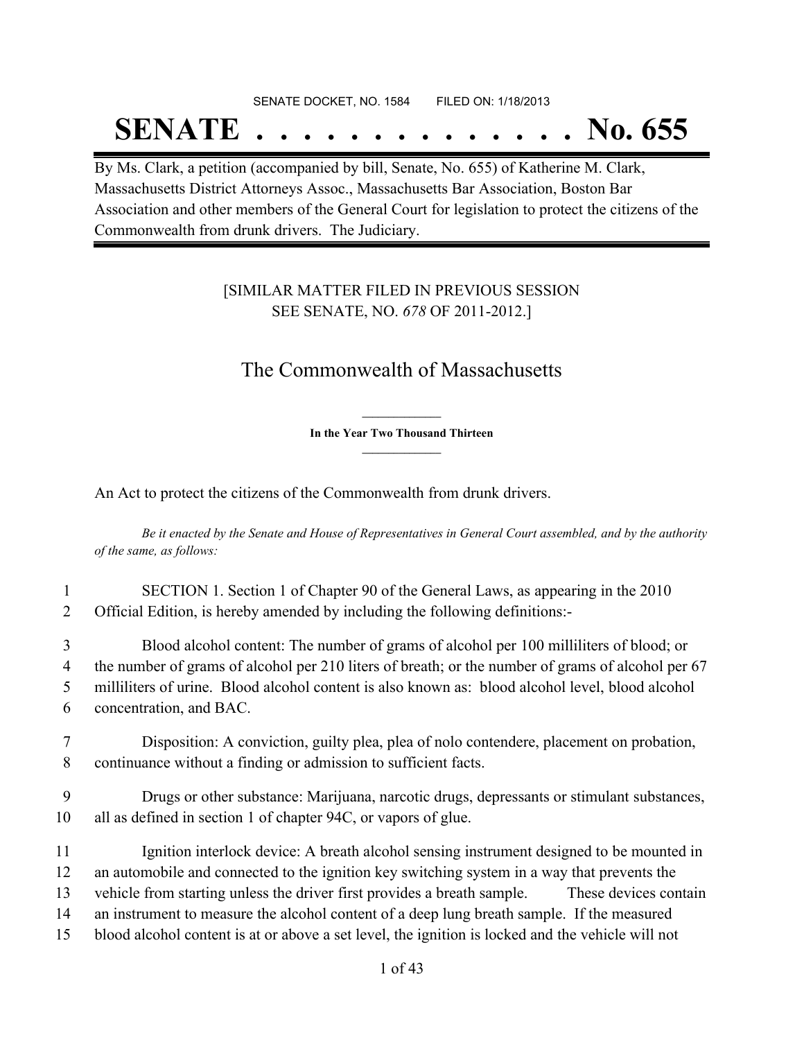SENATE DOCKET, NO. 1584 FILED ON: 1/18/2013

# SENATE . . . . . . . . . . . . . . No. 655

By Ms. Clark, a petition (accompanied by bill, Senate, No. 655) of Katherine M. Clark, Massachusetts District Attorneys Assoc., Massachusetts Bar Association, Boston Bar Association and other members of the General Court for legislation to protect the citizens of the Commonwealth from drunk drivers. The Judiciary.

[SIMILAR MATTER FILED IN PREVIOUS SESSION SEE SENATE, NO. *678* OF 2011-2012.]

## The Commonwealth of Massachusetts

**In the Year Two Thousand Thirteen**

An Act to protect the citizens of the Commonwealth from drunk drivers.

*Be it enacted by the Senate and House of Representatives in General Court assembled, and by the authority of the same, as follows:*

1 SECTION 1. Section 1 of Chapter 90 of the General Laws, as appearing in the 2010
2 Official Edition, is hereby amended by including the following definitions:-

3 Blood alcohol content: The number of grams of alcohol per 100 milliliters of blood; or
4 the number of grams of alcohol per 210 liters of breath; or the number of grams of alcohol per 67
5 milliliters of urine. Blood alcohol content is also known as: blood alcohol level, blood alcohol
6 concentration, and BAC.

7 Disposition: A conviction, guilty plea, plea of nolo contendere, placement on probation,
8 continuance without a finding or admission to sufficient facts.

9 Drugs or other substance: Marijuana, narcotic drugs, depressants or stimulant substances,
10 all as defined in section 1 of chapter 94C, or vapors of glue.

11 Ignition interlock device: A breath alcohol sensing instrument designed to be mounted in
12 an automobile and connected to the ignition key switching system in a way that prevents the
13 vehicle from starting unless the driver first provides a breath sample. These devices contain
14 an instrument to measure the alcohol content of a deep lung breath sample. If the measured
15 blood alcohol content is at or above a set level, the ignition is locked and the vehicle will not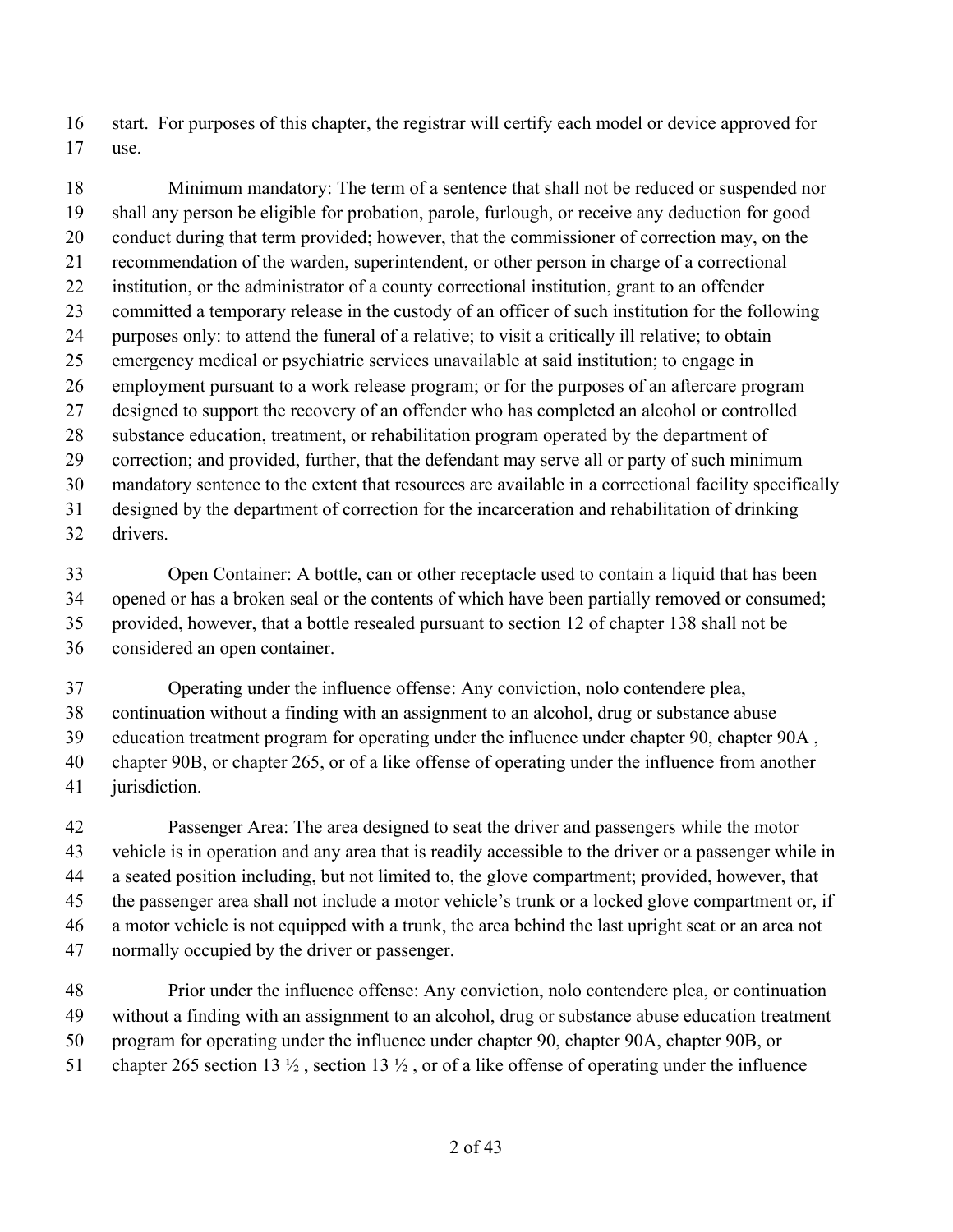start. For purposes of this chapter, the registrar will certify each model or device approved for use.

Minimum mandatory: The term of a sentence that shall not be reduced or suspended nor shall any person be eligible for probation, parole, furlough, or receive any deduction for good conduct during that term provided; however, that the commissioner of correction may, on the recommendation of the warden, superintendent, or other person in charge of a correctional institution, or the administrator of a county correctional institution, grant to an offender committed a temporary release in the custody of an officer of such institution for the following purposes only: to attend the funeral of a relative; to visit a critically ill relative; to obtain emergency medical or psychiatric services unavailable at said institution; to engage in employment pursuant to a work release program; or for the purposes of an aftercare program designed to support the recovery of an offender who has completed an alcohol or controlled substance education, treatment, or rehabilitation program operated by the department of correction; and provided, further, that the defendant may serve all or party of such minimum mandatory sentence to the extent that resources are available in a correctional facility specifically designed by the department of correction for the incarceration and rehabilitation of drinking drivers.

Open Container: A bottle, can or other receptacle used to contain a liquid that has been opened or has a broken seal or the contents of which have been partially removed or consumed; provided, however, that a bottle resealed pursuant to section 12 of chapter 138 shall not be considered an open container.

Operating under the influence offense: Any conviction, nolo contendere plea, continuation without a finding with an assignment to an alcohol, drug or substance abuse education treatment program for operating under the influence under chapter 90, chapter 90A , chapter 90B, or chapter 265, or of a like offense of operating under the influence from another jurisdiction.

Passenger Area: The area designed to seat the driver and passengers while the motor vehicle is in operation and any area that is readily accessible to the driver or a passenger while in a seated position including, but not limited to, the glove compartment; provided, however, that the passenger area shall not include a motor vehicle's trunk or a locked glove compartment or, if a motor vehicle is not equipped with a trunk, the area behind the last upright seat or an area not normally occupied by the driver or passenger.

Prior under the influence offense: Any conviction, nolo contendere plea, or continuation without a finding with an assignment to an alcohol, drug or substance abuse education treatment program for operating under the influence under chapter 90, chapter 90A, chapter 90B, or chapter 265 section 13 ½ , section 13 ½ , or of a like offense of operating under the influence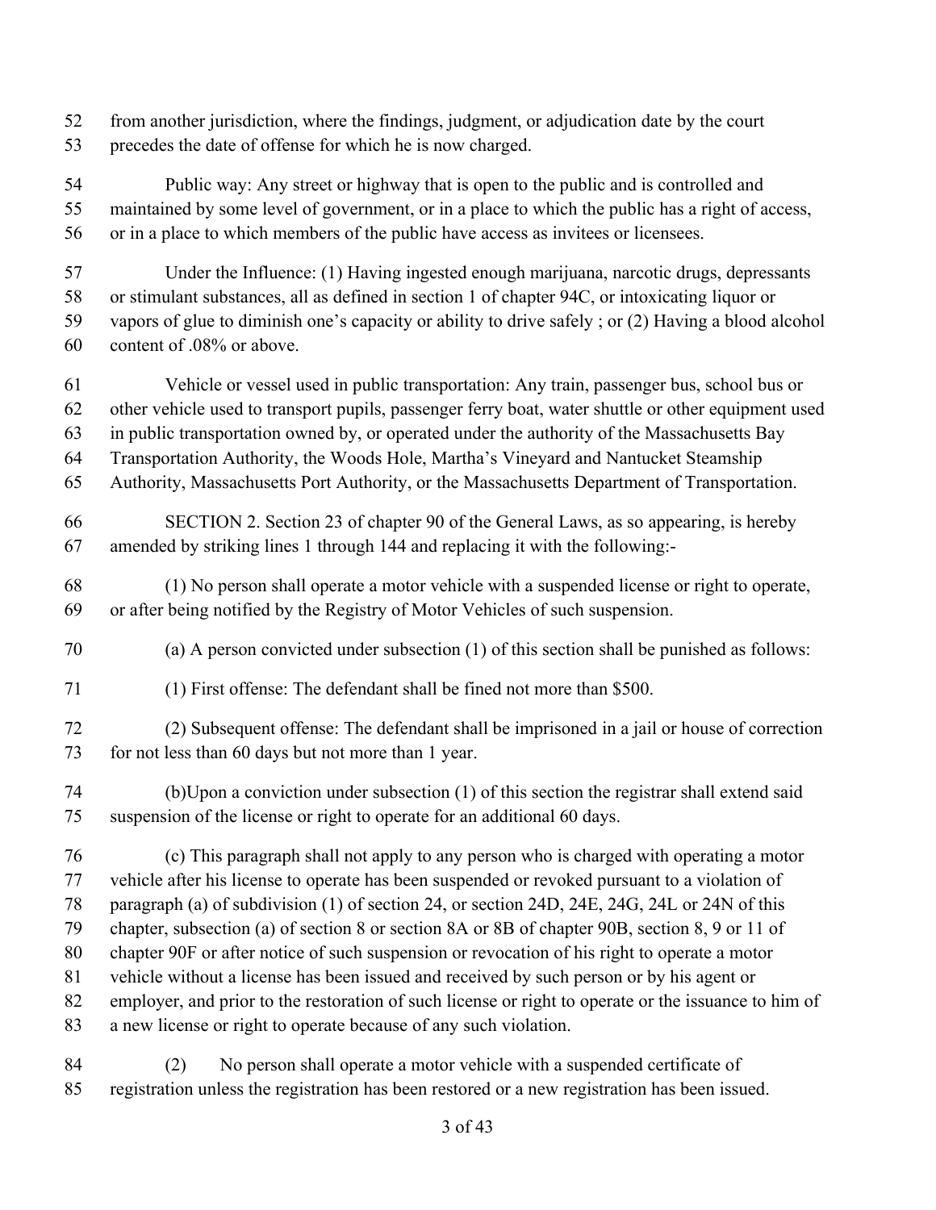from another jurisdiction, where the findings, judgment, or adjudication date by the court precedes the date of offense for which he is now charged.

Public way: Any street or highway that is open to the public and is controlled and maintained by some level of government, or in a place to which the public has a right of access, or in a place to which members of the public have access as invitees or licensees.

Under the Influence: (1) Having ingested enough marijuana, narcotic drugs, depressants or stimulant substances, all as defined in section 1 of chapter 94C, or intoxicating liquor or vapors of glue to diminish one's capacity or ability to drive safely ; or (2) Having a blood alcohol content of .08% or above.

Vehicle or vessel used in public transportation: Any train, passenger bus, school bus or other vehicle used to transport pupils, passenger ferry boat, water shuttle or other equipment used in public transportation owned by, or operated under the authority of the Massachusetts Bay Transportation Authority, the Woods Hole, Martha's Vineyard and Nantucket Steamship Authority, Massachusetts Port Authority, or the Massachusetts Department of Transportation.

SECTION 2. Section 23 of chapter 90 of the General Laws, as so appearing, is hereby amended by striking lines 1 through 144 and replacing it with the following:-

(1) No person shall operate a motor vehicle with a suspended license or right to operate, or after being notified by the Registry of Motor Vehicles of such suspension.

(a) A person convicted under subsection (1) of this section shall be punished as follows:

(1) First offense: The defendant shall be fined not more than $500.

(2) Subsequent offense: The defendant shall be imprisoned in a jail or house of correction for not less than 60 days but not more than 1 year.

(b)Upon a conviction under subsection (1) of this section the registrar shall extend said suspension of the license or right to operate for an additional 60 days.

(c) This paragraph shall not apply to any person who is charged with operating a motor vehicle after his license to operate has been suspended or revoked pursuant to a violation of paragraph (a) of subdivision (1) of section 24, or section 24D, 24E, 24G, 24L or 24N of this chapter, subsection (a) of section 8 or section 8A or 8B of chapter 90B, section 8, 9 or 11 of chapter 90F or after notice of such suspension or revocation of his right to operate a motor vehicle without a license has been issued and received by such person or by his agent or employer, and prior to the restoration of such license or right to operate or the issuance to him of a new license or right to operate because of any such violation.

(2) No person shall operate a motor vehicle with a suspended certificate of registration unless the registration has been restored or a new registration has been issued.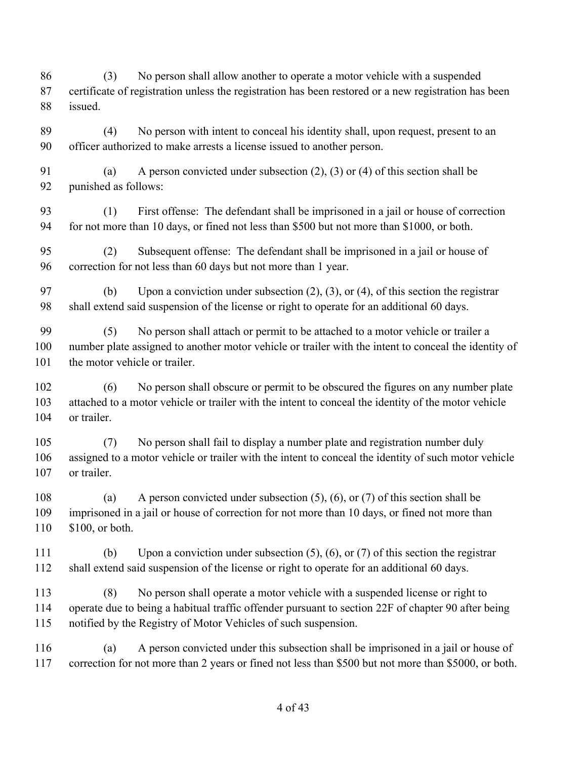(3) No person shall allow another to operate a motor vehicle with a suspended certificate of registration unless the registration has been restored or a new registration has been issued.

(4) No person with intent to conceal his identity shall, upon request, present to an officer authorized to make arrests a license issued to another person.

(a) A person convicted under subsection (2), (3) or (4) of this section shall be punished as follows:

(1) First offense: The defendant shall be imprisoned in a jail or house of correction for not more than 10 days, or fined not less than $500 but not more than $1000, or both.

(2) Subsequent offense: The defendant shall be imprisoned in a jail or house of correction for not less than 60 days but not more than 1 year.

(b) Upon a conviction under subsection (2), (3), or (4), of this section the registrar shall extend said suspension of the license or right to operate for an additional 60 days.

(5) No person shall attach or permit to be attached to a motor vehicle or trailer a number plate assigned to another motor vehicle or trailer with the intent to conceal the identity of the motor vehicle or trailer.

(6) No person shall obscure or permit to be obscured the figures on any number plate attached to a motor vehicle or trailer with the intent to conceal the identity of the motor vehicle or trailer.

(7) No person shall fail to display a number plate and registration number duly assigned to a motor vehicle or trailer with the intent to conceal the identity of such motor vehicle or trailer.

(a) A person convicted under subsection (5), (6), or (7) of this section shall be imprisoned in a jail or house of correction for not more than 10 days, or fined not more than $100, or both.

(b) Upon a conviction under subsection (5), (6), or (7) of this section the registrar shall extend said suspension of the license or right to operate for an additional 60 days.

(8) No person shall operate a motor vehicle with a suspended license or right to operate due to being a habitual traffic offender pursuant to section 22F of chapter 90 after being notified by the Registry of Motor Vehicles of such suspension.

(a) A person convicted under this subsection shall be imprisoned in a jail or house of correction for not more than 2 years or fined not less than $500 but not more than $5000, or both.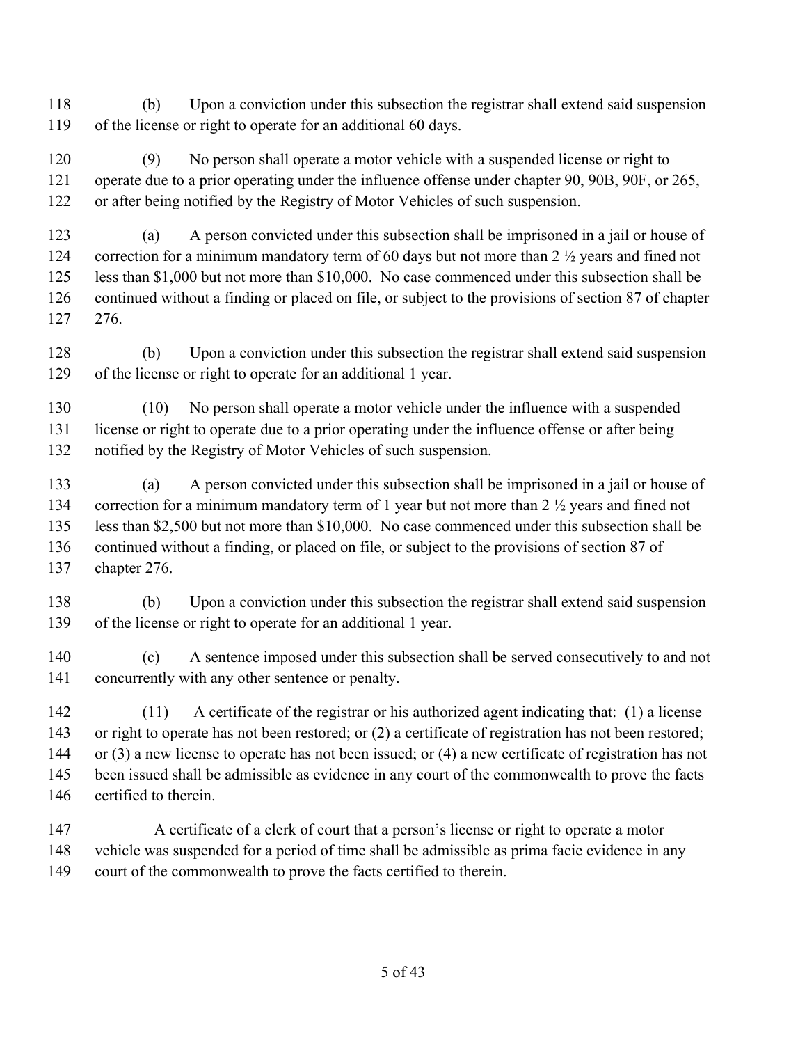(b) Upon a conviction under this subsection the registrar shall extend said suspension of the license or right to operate for an additional 60 days.

(9) No person shall operate a motor vehicle with a suspended license or right to operate due to a prior operating under the influence offense under chapter 90, 90B, 90F, or 265, or after being notified by the Registry of Motor Vehicles of such suspension.

(a) A person convicted under this subsection shall be imprisoned in a jail or house of correction for a minimum mandatory term of 60 days but not more than 2 ½ years and fined not less than $1,000 but not more than $10,000. No case commenced under this subsection shall be continued without a finding or placed on file, or subject to the provisions of section 87 of chapter 276.

(b) Upon a conviction under this subsection the registrar shall extend said suspension of the license or right to operate for an additional 1 year.

(10) No person shall operate a motor vehicle under the influence with a suspended license or right to operate due to a prior operating under the influence offense or after being notified by the Registry of Motor Vehicles of such suspension.

(a) A person convicted under this subsection shall be imprisoned in a jail or house of correction for a minimum mandatory term of 1 year but not more than 2 ½ years and fined not less than $2,500 but not more than $10,000. No case commenced under this subsection shall be continued without a finding, or placed on file, or subject to the provisions of section 87 of chapter 276.

(b) Upon a conviction under this subsection the registrar shall extend said suspension of the license or right to operate for an additional 1 year.

(c) A sentence imposed under this subsection shall be served consecutively to and not concurrently with any other sentence or penalty.

(11) A certificate of the registrar or his authorized agent indicating that: (1) a license or right to operate has not been restored; or (2) a certificate of registration has not been restored; or (3) a new license to operate has not been issued; or (4) a new certificate of registration has not been issued shall be admissible as evidence in any court of the commonwealth to prove the facts certified to therein.

A certificate of a clerk of court that a person's license or right to operate a motor vehicle was suspended for a period of time shall be admissible as prima facie evidence in any court of the commonwealth to prove the facts certified to therein.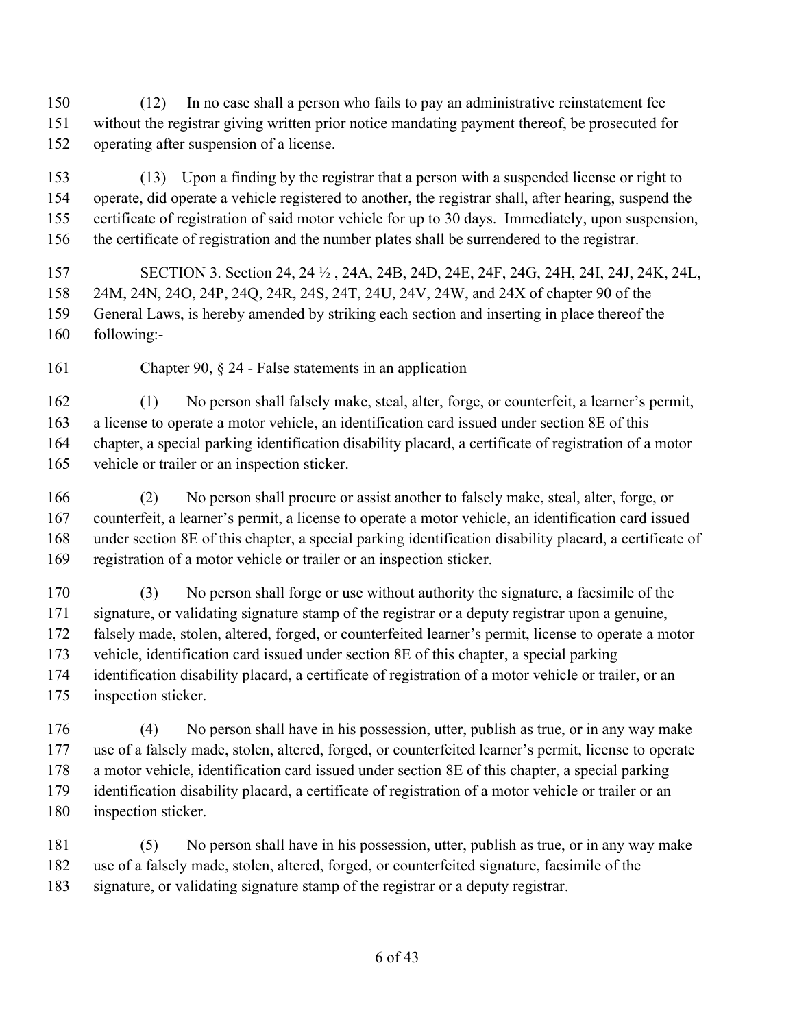(12) In no case shall a person who fails to pay an administrative reinstatement fee without the registrar giving written prior notice mandating payment thereof, be prosecuted for operating after suspension of a license.

(13) Upon a finding by the registrar that a person with a suspended license or right to operate, did operate a vehicle registered to another, the registrar shall, after hearing, suspend the certificate of registration of said motor vehicle for up to 30 days. Immediately, upon suspension, the certificate of registration and the number plates shall be surrendered to the registrar.

SECTION 3. Section 24, 24 ½ , 24A, 24B, 24D, 24E, 24F, 24G, 24H, 24I, 24J, 24K, 24L, 24M, 24N, 24O, 24P, 24Q, 24R, 24S, 24T, 24U, 24V, 24W, and 24X of chapter 90 of the General Laws, is hereby amended by striking each section and inserting in place thereof the following:-

Chapter 90, § 24 - False statements in an application

(1) No person shall falsely make, steal, alter, forge, or counterfeit, a learner's permit, a license to operate a motor vehicle, an identification card issued under section 8E of this chapter, a special parking identification disability placard, a certificate of registration of a motor vehicle or trailer or an inspection sticker.

(2) No person shall procure or assist another to falsely make, steal, alter, forge, or counterfeit, a learner's permit, a license to operate a motor vehicle, an identification card issued under section 8E of this chapter, a special parking identification disability placard, a certificate of registration of a motor vehicle or trailer or an inspection sticker.

(3) No person shall forge or use without authority the signature, a facsimile of the signature, or validating signature stamp of the registrar or a deputy registrar upon a genuine, falsely made, stolen, altered, forged, or counterfeited learner's permit, license to operate a motor vehicle, identification card issued under section 8E of this chapter, a special parking identification disability placard, a certificate of registration of a motor vehicle or trailer, or an inspection sticker.

(4) No person shall have in his possession, utter, publish as true, or in any way make use of a falsely made, stolen, altered, forged, or counterfeited learner's permit, license to operate a motor vehicle, identification card issued under section 8E of this chapter, a special parking identification disability placard, a certificate of registration of a motor vehicle or trailer or an inspection sticker.

(5) No person shall have in his possession, utter, publish as true, or in any way make use of a falsely made, stolen, altered, forged, or counterfeited signature, facsimile of the signature, or validating signature stamp of the registrar or a deputy registrar.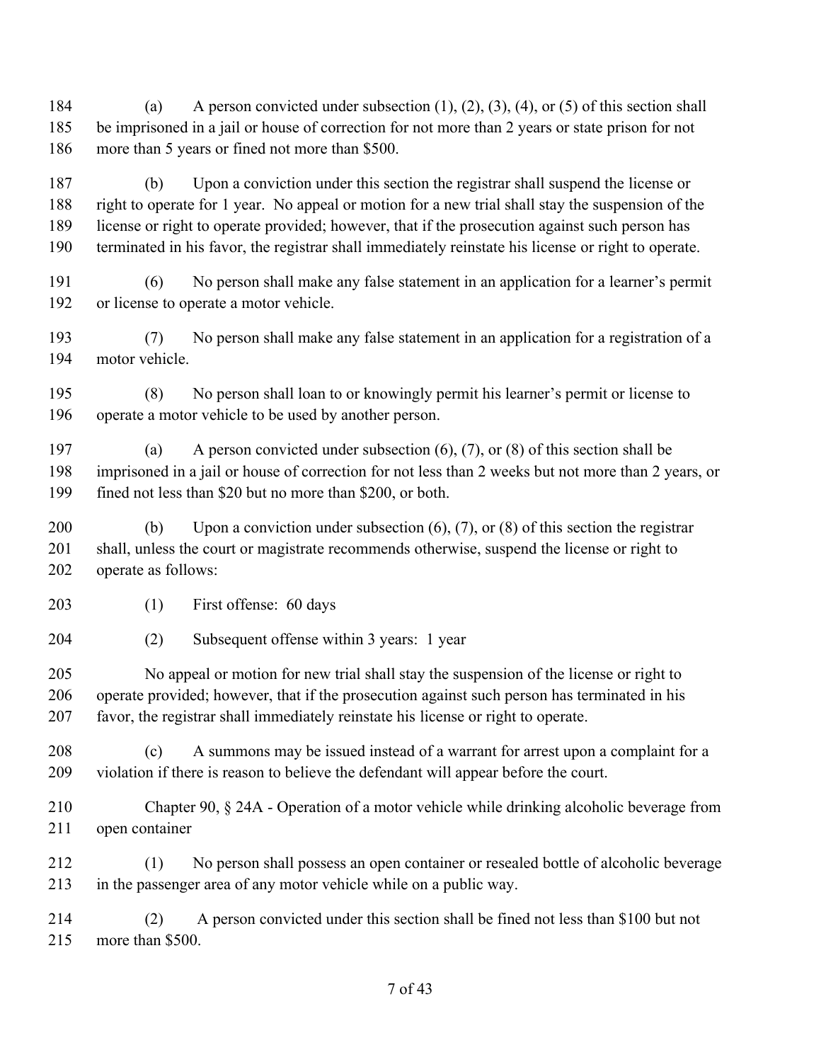(a) A person convicted under subsection (1), (2), (3), (4), or (5) of this section shall be imprisoned in a jail or house of correction for not more than 2 years or state prison for not more than 5 years or fined not more than $500.

(b) Upon a conviction under this section the registrar shall suspend the license or right to operate for 1 year. No appeal or motion for a new trial shall stay the suspension of the license or right to operate provided; however, that if the prosecution against such person has terminated in his favor, the registrar shall immediately reinstate his license or right to operate.

(6) No person shall make any false statement in an application for a learner's permit or license to operate a motor vehicle.

(7) No person shall make any false statement in an application for a registration of a motor vehicle.

(8) No person shall loan to or knowingly permit his learner's permit or license to operate a motor vehicle to be used by another person.

(a) A person convicted under subsection (6), (7), or (8) of this section shall be imprisoned in a jail or house of correction for not less than 2 weeks but not more than 2 years, or fined not less than $20 but no more than $200, or both.

(b) Upon a conviction under subsection (6), (7), or (8) of this section the registrar shall, unless the court or magistrate recommends otherwise, suspend the license or right to operate as follows:

(1) First offense: 60 days

(2) Subsequent offense within 3 years: 1 year

No appeal or motion for new trial shall stay the suspension of the license or right to operate provided; however, that if the prosecution against such person has terminated in his favor, the registrar shall immediately reinstate his license or right to operate.

(c) A summons may be issued instead of a warrant for arrest upon a complaint for a violation if there is reason to believe the defendant will appear before the court.

Chapter 90, § 24A - Operation of a motor vehicle while drinking alcoholic beverage from open container

(1) No person shall possess an open container or resealed bottle of alcoholic beverage in the passenger area of any motor vehicle while on a public way.

(2) A person convicted under this section shall be fined not less than $100 but not more than $500.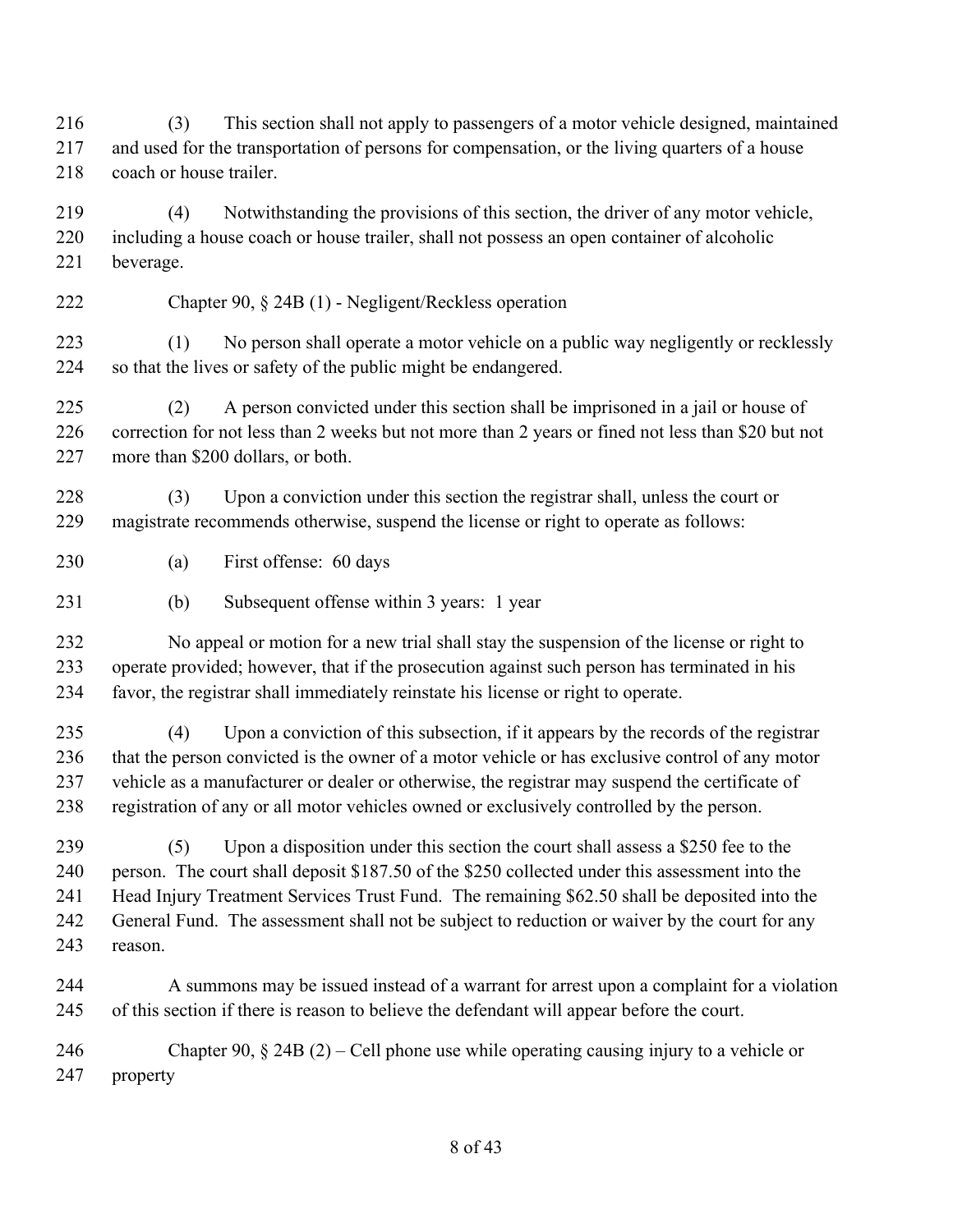(3) This section shall not apply to passengers of a motor vehicle designed, maintained and used for the transportation of persons for compensation, or the living quarters of a house coach or house trailer.

(4) Notwithstanding the provisions of this section, the driver of any motor vehicle, including a house coach or house trailer, shall not possess an open container of alcoholic beverage.

Chapter 90, § 24B (1) - Negligent/Reckless operation

(1) No person shall operate a motor vehicle on a public way negligently or recklessly so that the lives or safety of the public might be endangered.

(2) A person convicted under this section shall be imprisoned in a jail or house of correction for not less than 2 weeks but not more than 2 years or fined not less than $20 but not more than $200 dollars, or both.

(3) Upon a conviction under this section the registrar shall, unless the court or magistrate recommends otherwise, suspend the license or right to operate as follows:

(a) First offense: 60 days

(b) Subsequent offense within 3 years: 1 year

No appeal or motion for a new trial shall stay the suspension of the license or right to operate provided; however, that if the prosecution against such person has terminated in his favor, the registrar shall immediately reinstate his license or right to operate.

(4) Upon a conviction of this subsection, if it appears by the records of the registrar that the person convicted is the owner of a motor vehicle or has exclusive control of any motor vehicle as a manufacturer or dealer or otherwise, the registrar may suspend the certificate of registration of any or all motor vehicles owned or exclusively controlled by the person.

(5) Upon a disposition under this section the court shall assess a $250 fee to the person. The court shall deposit $187.50 of the $250 collected under this assessment into the Head Injury Treatment Services Trust Fund. The remaining $62.50 shall be deposited into the General Fund. The assessment shall not be subject to reduction or waiver by the court for any reason.

A summons may be issued instead of a warrant for arrest upon a complaint for a violation of this section if there is reason to believe the defendant will appear before the court.

Chapter 90, § 24B (2) – Cell phone use while operating causing injury to a vehicle or property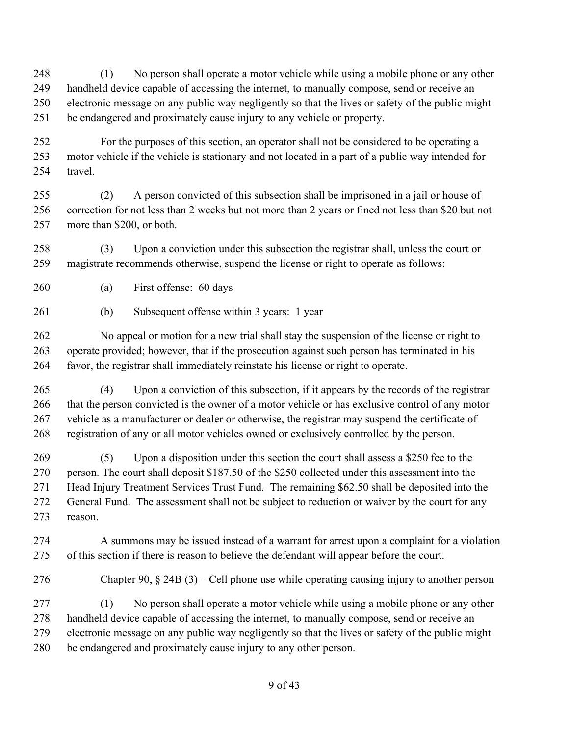(1) No person shall operate a motor vehicle while using a mobile phone or any other handheld device capable of accessing the internet, to manually compose, send or receive an electronic message on any public way negligently so that the lives or safety of the public might be endangered and proximately cause injury to any vehicle or property.

For the purposes of this section, an operator shall not be considered to be operating a motor vehicle if the vehicle is stationary and not located in a part of a public way intended for travel.

(2) A person convicted of this subsection shall be imprisoned in a jail or house of correction for not less than 2 weeks but not more than 2 years or fined not less than $20 but not more than $200, or both.

(3) Upon a conviction under this subsection the registrar shall, unless the court or magistrate recommends otherwise, suspend the license or right to operate as follows:

(a) First offense: 60 days

(b) Subsequent offense within 3 years: 1 year

No appeal or motion for a new trial shall stay the suspension of the license or right to operate provided; however, that if the prosecution against such person has terminated in his favor, the registrar shall immediately reinstate his license or right to operate.

(4) Upon a conviction of this subsection, if it appears by the records of the registrar that the person convicted is the owner of a motor vehicle or has exclusive control of any motor vehicle as a manufacturer or dealer or otherwise, the registrar may suspend the certificate of registration of any or all motor vehicles owned or exclusively controlled by the person.

(5) Upon a disposition under this section the court shall assess a $250 fee to the person. The court shall deposit $187.50 of the $250 collected under this assessment into the Head Injury Treatment Services Trust Fund. The remaining $62.50 shall be deposited into the General Fund. The assessment shall not be subject to reduction or waiver by the court for any reason.

A summons may be issued instead of a warrant for arrest upon a complaint for a violation of this section if there is reason to believe the defendant will appear before the court.

Chapter 90, § 24B (3) – Cell phone use while operating causing injury to another person

(1) No person shall operate a motor vehicle while using a mobile phone or any other handheld device capable of accessing the internet, to manually compose, send or receive an electronic message on any public way negligently so that the lives or safety of the public might be endangered and proximately cause injury to any other person.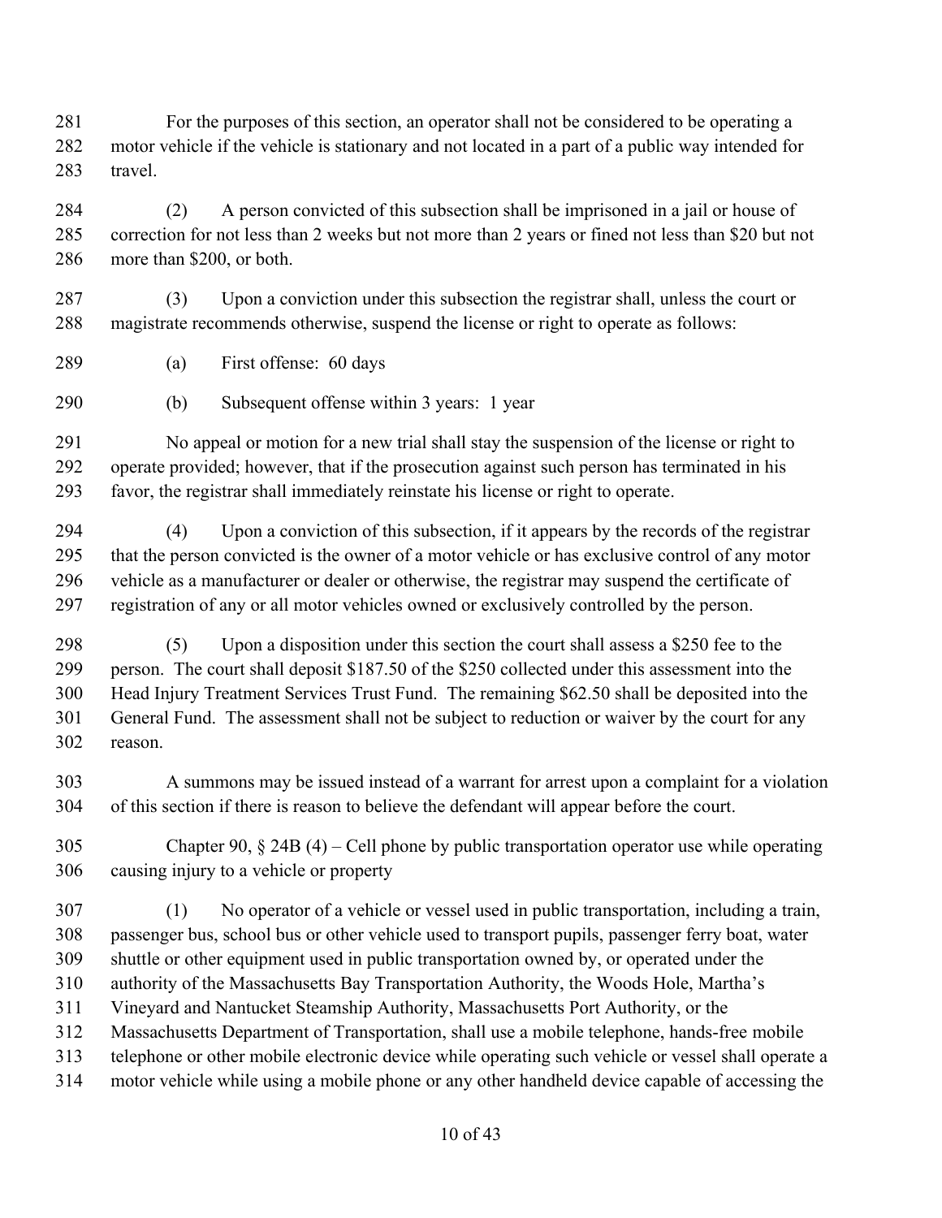For the purposes of this section, an operator shall not be considered to be operating a motor vehicle if the vehicle is stationary and not located in a part of a public way intended for travel.

(2) A person convicted of this subsection shall be imprisoned in a jail or house of correction for not less than 2 weeks but not more than 2 years or fined not less than $20 but not more than $200, or both.

(3) Upon a conviction under this subsection the registrar shall, unless the court or magistrate recommends otherwise, suspend the license or right to operate as follows:

(a) First offense: 60 days

(b) Subsequent offense within 3 years: 1 year

No appeal or motion for a new trial shall stay the suspension of the license or right to operate provided; however, that if the prosecution against such person has terminated in his favor, the registrar shall immediately reinstate his license or right to operate.

(4) Upon a conviction of this subsection, if it appears by the records of the registrar that the person convicted is the owner of a motor vehicle or has exclusive control of any motor vehicle as a manufacturer or dealer or otherwise, the registrar may suspend the certificate of registration of any or all motor vehicles owned or exclusively controlled by the person.

(5) Upon a disposition under this section the court shall assess a $250 fee to the person. The court shall deposit $187.50 of the $250 collected under this assessment into the Head Injury Treatment Services Trust Fund. The remaining $62.50 shall be deposited into the General Fund. The assessment shall not be subject to reduction or waiver by the court for any reason.

A summons may be issued instead of a warrant for arrest upon a complaint for a violation of this section if there is reason to believe the defendant will appear before the court.

Chapter 90, § 24B (4) – Cell phone by public transportation operator use while operating causing injury to a vehicle or property

(1) No operator of a vehicle or vessel used in public transportation, including a train, passenger bus, school bus or other vehicle used to transport pupils, passenger ferry boat, water shuttle or other equipment used in public transportation owned by, or operated under the authority of the Massachusetts Bay Transportation Authority, the Woods Hole, Martha's Vineyard and Nantucket Steamship Authority, Massachusetts Port Authority, or the Massachusetts Department of Transportation, shall use a mobile telephone, hands-free mobile telephone or other mobile electronic device while operating such vehicle or vessel shall operate a motor vehicle while using a mobile phone or any other handheld device capable of accessing the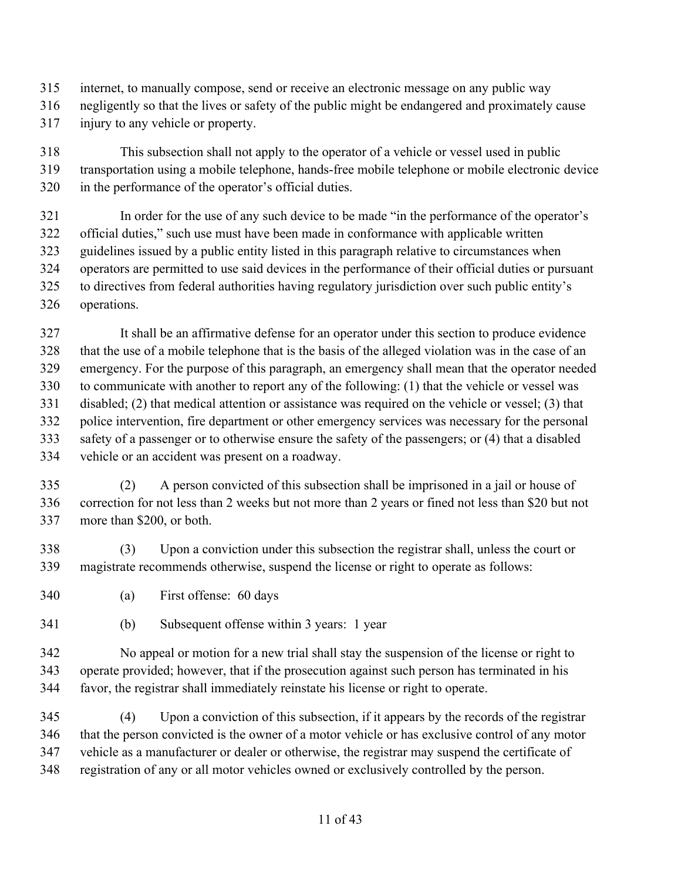internet, to manually compose, send or receive an electronic message on any public way negligently so that the lives or safety of the public might be endangered and proximately cause injury to any vehicle or property.

This subsection shall not apply to the operator of a vehicle or vessel used in public transportation using a mobile telephone, hands-free mobile telephone or mobile electronic device in the performance of the operator's official duties.

In order for the use of any such device to be made "in the performance of the operator's official duties," such use must have been made in conformance with applicable written guidelines issued by a public entity listed in this paragraph relative to circumstances when operators are permitted to use said devices in the performance of their official duties or pursuant to directives from federal authorities having regulatory jurisdiction over such public entity's operations.

It shall be an affirmative defense for an operator under this section to produce evidence that the use of a mobile telephone that is the basis of the alleged violation was in the case of an emergency. For the purpose of this paragraph, an emergency shall mean that the operator needed to communicate with another to report any of the following: (1) that the vehicle or vessel was disabled; (2) that medical attention or assistance was required on the vehicle or vessel; (3) that police intervention, fire department or other emergency services was necessary for the personal safety of a passenger or to otherwise ensure the safety of the passengers; or (4) that a disabled vehicle or an accident was present on a roadway.

(2) A person convicted of this subsection shall be imprisoned in a jail or house of correction for not less than 2 weeks but not more than 2 years or fined not less than $20 but not more than $200, or both.

(3) Upon a conviction under this subsection the registrar shall, unless the court or magistrate recommends otherwise, suspend the license or right to operate as follows:

(a) First offense: 60 days

(b) Subsequent offense within 3 years: 1 year

No appeal or motion for a new trial shall stay the suspension of the license or right to operate provided; however, that if the prosecution against such person has terminated in his favor, the registrar shall immediately reinstate his license or right to operate.

(4) Upon a conviction of this subsection, if it appears by the records of the registrar that the person convicted is the owner of a motor vehicle or has exclusive control of any motor vehicle as a manufacturer or dealer or otherwise, the registrar may suspend the certificate of registration of any or all motor vehicles owned or exclusively controlled by the person.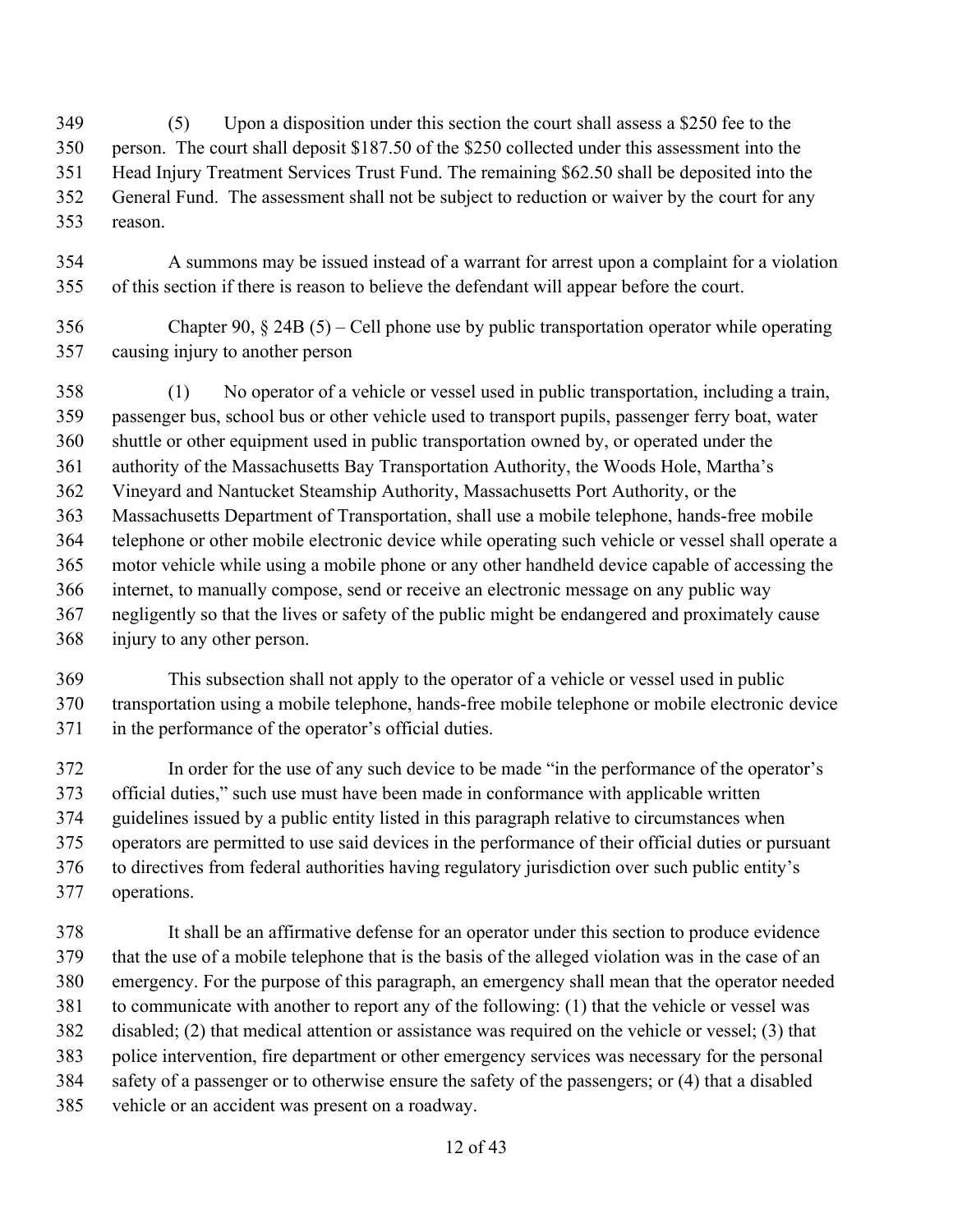(5) Upon a disposition under this section the court shall assess a $250 fee to the person. The court shall deposit $187.50 of the $250 collected under this assessment into the Head Injury Treatment Services Trust Fund. The remaining $62.50 shall be deposited into the General Fund. The assessment shall not be subject to reduction or waiver by the court for any reason.

A summons may be issued instead of a warrant for arrest upon a complaint for a violation of this section if there is reason to believe the defendant will appear before the court.

Chapter 90, § 24B (5) – Cell phone use by public transportation operator while operating causing injury to another person

(1) No operator of a vehicle or vessel used in public transportation, including a train, passenger bus, school bus or other vehicle used to transport pupils, passenger ferry boat, water shuttle or other equipment used in public transportation owned by, or operated under the authority of the Massachusetts Bay Transportation Authority, the Woods Hole, Martha's Vineyard and Nantucket Steamship Authority, Massachusetts Port Authority, or the Massachusetts Department of Transportation, shall use a mobile telephone, hands-free mobile telephone or other mobile electronic device while operating such vehicle or vessel shall operate a motor vehicle while using a mobile phone or any other handheld device capable of accessing the internet, to manually compose, send or receive an electronic message on any public way negligently so that the lives or safety of the public might be endangered and proximately cause injury to any other person.

This subsection shall not apply to the operator of a vehicle or vessel used in public transportation using a mobile telephone, hands-free mobile telephone or mobile electronic device in the performance of the operator's official duties.

In order for the use of any such device to be made "in the performance of the operator's official duties," such use must have been made in conformance with applicable written guidelines issued by a public entity listed in this paragraph relative to circumstances when operators are permitted to use said devices in the performance of their official duties or pursuant to directives from federal authorities having regulatory jurisdiction over such public entity's operations.

It shall be an affirmative defense for an operator under this section to produce evidence that the use of a mobile telephone that is the basis of the alleged violation was in the case of an emergency. For the purpose of this paragraph, an emergency shall mean that the operator needed to communicate with another to report any of the following: (1) that the vehicle or vessel was disabled; (2) that medical attention or assistance was required on the vehicle or vessel; (3) that police intervention, fire department or other emergency services was necessary for the personal safety of a passenger or to otherwise ensure the safety of the passengers; or (4) that a disabled vehicle or an accident was present on a roadway.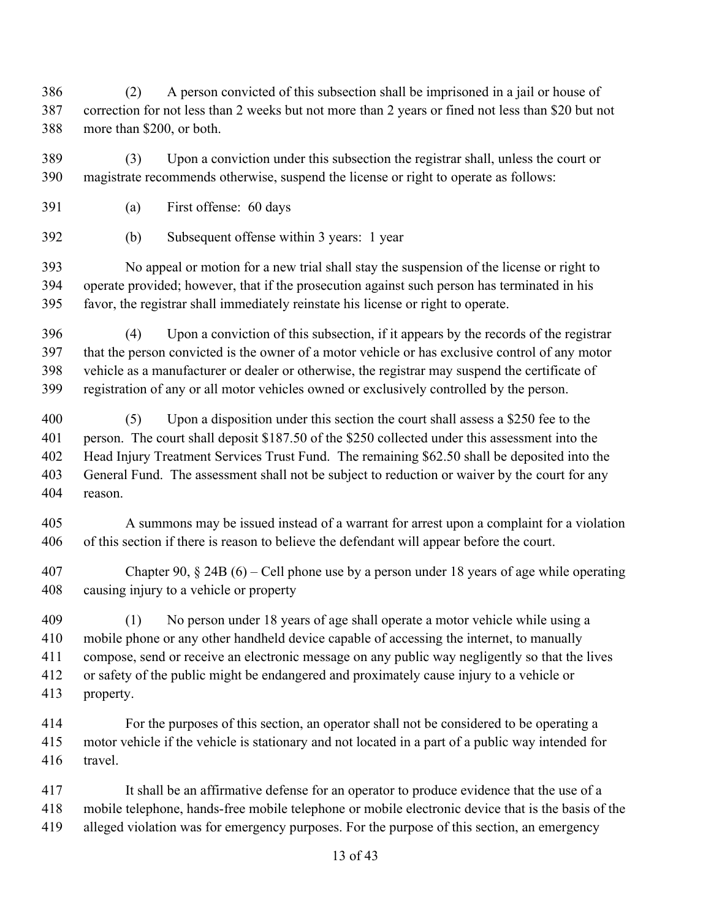(2) A person convicted of this subsection shall be imprisoned in a jail or house of correction for not less than 2 weeks but not more than 2 years or fined not less than $20 but not more than $200, or both.

(3) Upon a conviction under this subsection the registrar shall, unless the court or magistrate recommends otherwise, suspend the license or right to operate as follows:

(a) First offense: 60 days

(b) Subsequent offense within 3 years: 1 year

No appeal or motion for a new trial shall stay the suspension of the license or right to operate provided; however, that if the prosecution against such person has terminated in his favor, the registrar shall immediately reinstate his license or right to operate.

(4) Upon a conviction of this subsection, if it appears by the records of the registrar that the person convicted is the owner of a motor vehicle or has exclusive control of any motor vehicle as a manufacturer or dealer or otherwise, the registrar may suspend the certificate of registration of any or all motor vehicles owned or exclusively controlled by the person.

(5) Upon a disposition under this section the court shall assess a $250 fee to the person. The court shall deposit $187.50 of the $250 collected under this assessment into the Head Injury Treatment Services Trust Fund. The remaining $62.50 shall be deposited into the General Fund. The assessment shall not be subject to reduction or waiver by the court for any reason.

A summons may be issued instead of a warrant for arrest upon a complaint for a violation of this section if there is reason to believe the defendant will appear before the court.

Chapter 90, § 24B (6) – Cell phone use by a person under 18 years of age while operating causing injury to a vehicle or property

(1) No person under 18 years of age shall operate a motor vehicle while using a mobile phone or any other handheld device capable of accessing the internet, to manually compose, send or receive an electronic message on any public way negligently so that the lives or safety of the public might be endangered and proximately cause injury to a vehicle or property.

For the purposes of this section, an operator shall not be considered to be operating a motor vehicle if the vehicle is stationary and not located in a part of a public way intended for travel.

It shall be an affirmative defense for an operator to produce evidence that the use of a mobile telephone, hands-free mobile telephone or mobile electronic device that is the basis of the alleged violation was for emergency purposes. For the purpose of this section, an emergency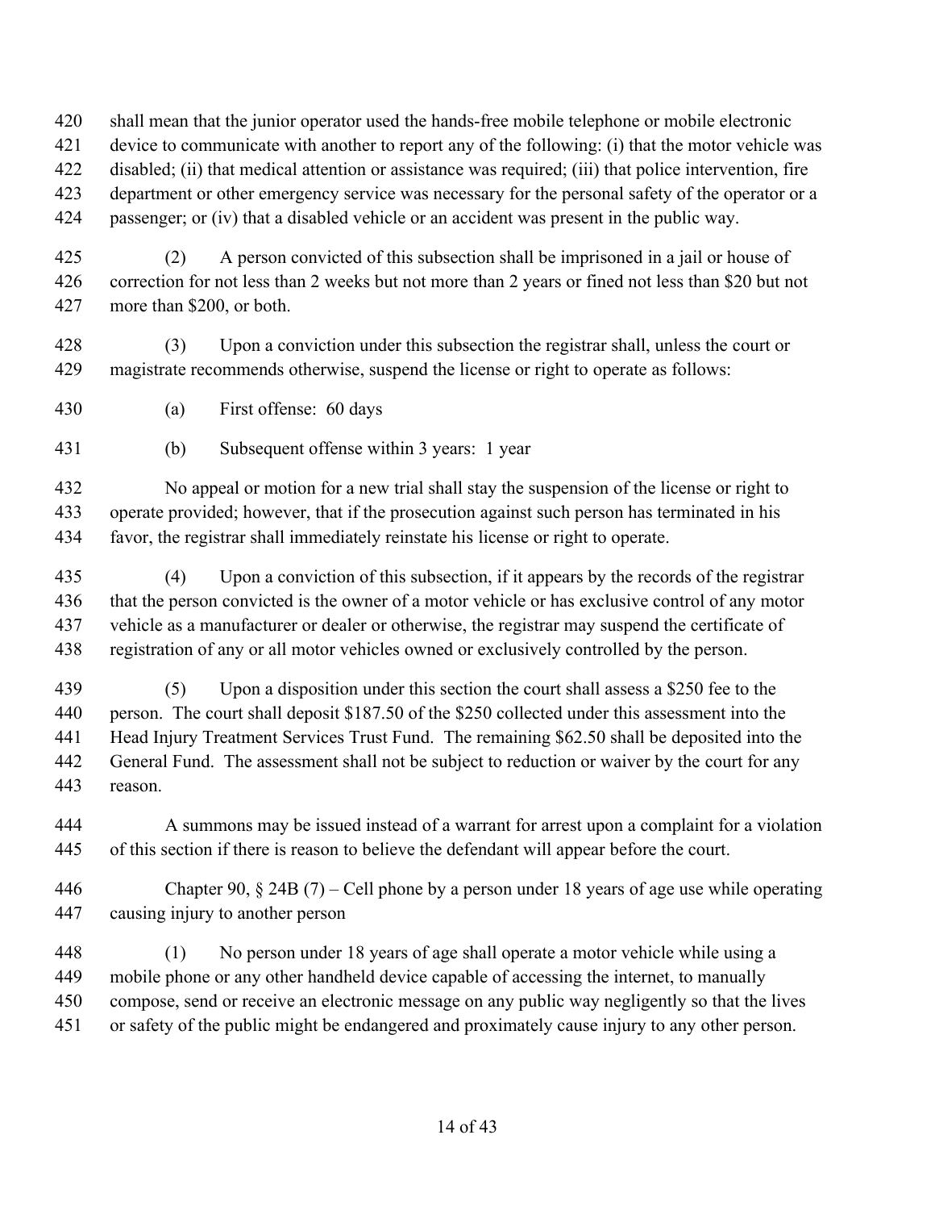shall mean that the junior operator used the hands-free mobile telephone or mobile electronic device to communicate with another to report any of the following: (i) that the motor vehicle was disabled; (ii) that medical attention or assistance was required; (iii) that police intervention, fire department or other emergency service was necessary for the personal safety of the operator or a passenger; or (iv) that a disabled vehicle or an accident was present in the public way.

(2) A person convicted of this subsection shall be imprisoned in a jail or house of correction for not less than 2 weeks but not more than 2 years or fined not less than $20 but not more than $200, or both.

(3) Upon a conviction under this subsection the registrar shall, unless the court or magistrate recommends otherwise, suspend the license or right to operate as follows:

(a) First offense: 60 days

(b) Subsequent offense within 3 years: 1 year

No appeal or motion for a new trial shall stay the suspension of the license or right to operate provided; however, that if the prosecution against such person has terminated in his favor, the registrar shall immediately reinstate his license or right to operate.

(4) Upon a conviction of this subsection, if it appears by the records of the registrar that the person convicted is the owner of a motor vehicle or has exclusive control of any motor vehicle as a manufacturer or dealer or otherwise, the registrar may suspend the certificate of registration of any or all motor vehicles owned or exclusively controlled by the person.

(5) Upon a disposition under this section the court shall assess a $250 fee to the person. The court shall deposit $187.50 of the $250 collected under this assessment into the Head Injury Treatment Services Trust Fund. The remaining $62.50 shall be deposited into the General Fund. The assessment shall not be subject to reduction or waiver by the court for any reason.

A summons may be issued instead of a warrant for arrest upon a complaint for a violation of this section if there is reason to believe the defendant will appear before the court.

Chapter 90, § 24B (7) – Cell phone by a person under 18 years of age use while operating causing injury to another person

(1) No person under 18 years of age shall operate a motor vehicle while using a mobile phone or any other handheld device capable of accessing the internet, to manually compose, send or receive an electronic message on any public way negligently so that the lives or safety of the public might be endangered and proximately cause injury to any other person.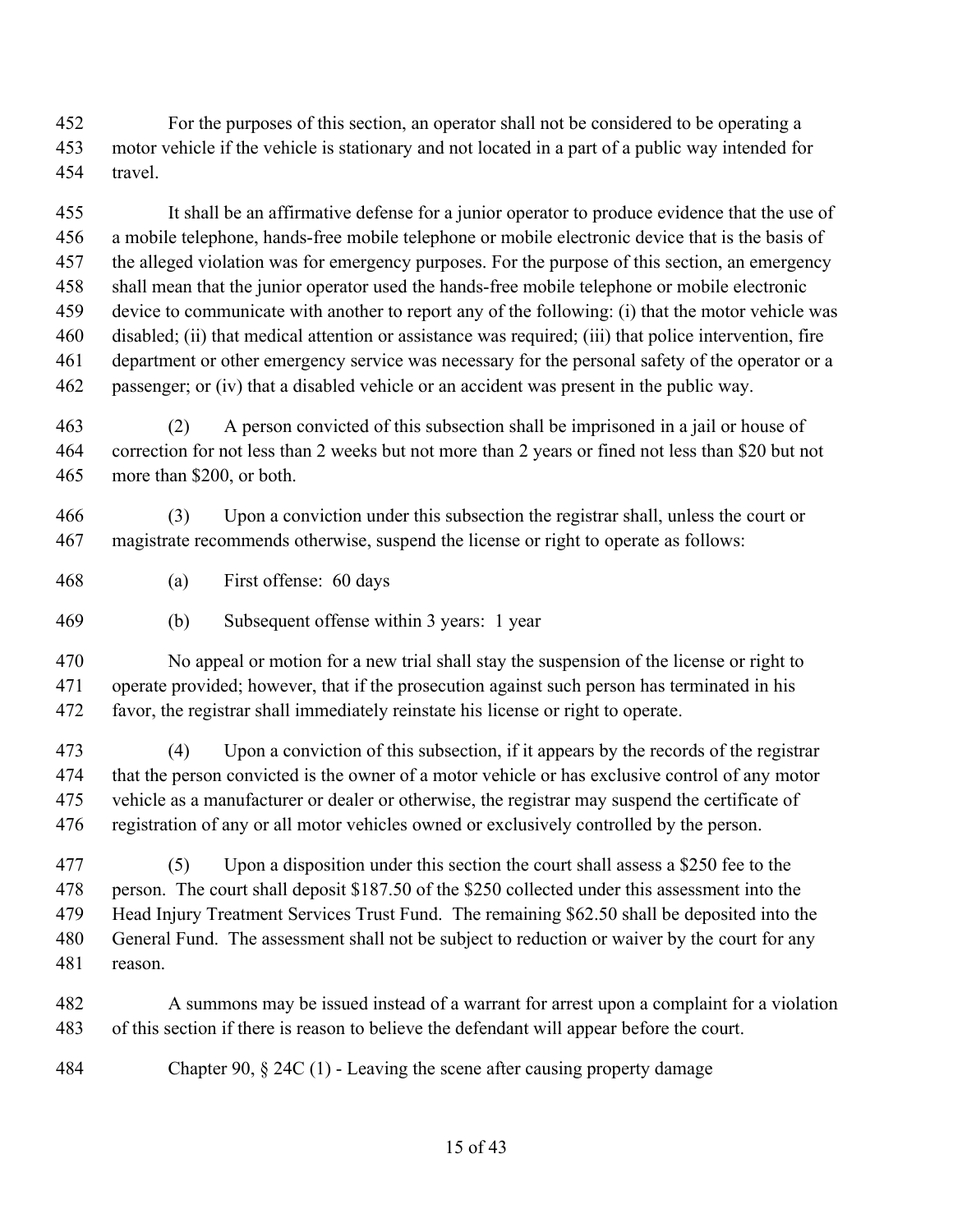For the purposes of this section, an operator shall not be considered to be operating a motor vehicle if the vehicle is stationary and not located in a part of a public way intended for travel.

It shall be an affirmative defense for a junior operator to produce evidence that the use of a mobile telephone, hands-free mobile telephone or mobile electronic device that is the basis of the alleged violation was for emergency purposes. For the purpose of this section, an emergency shall mean that the junior operator used the hands-free mobile telephone or mobile electronic device to communicate with another to report any of the following: (i) that the motor vehicle was disabled; (ii) that medical attention or assistance was required; (iii) that police intervention, fire department or other emergency service was necessary for the personal safety of the operator or a passenger; or (iv) that a disabled vehicle or an accident was present in the public way.

(2) A person convicted of this subsection shall be imprisoned in a jail or house of correction for not less than 2 weeks but not more than 2 years or fined not less than $20 but not more than $200, or both.

(3) Upon a conviction under this subsection the registrar shall, unless the court or magistrate recommends otherwise, suspend the license or right to operate as follows:

(a) First offense: 60 days

(b) Subsequent offense within 3 years: 1 year

No appeal or motion for a new trial shall stay the suspension of the license or right to operate provided; however, that if the prosecution against such person has terminated in his favor, the registrar shall immediately reinstate his license or right to operate.

(4) Upon a conviction of this subsection, if it appears by the records of the registrar that the person convicted is the owner of a motor vehicle or has exclusive control of any motor vehicle as a manufacturer or dealer or otherwise, the registrar may suspend the certificate of registration of any or all motor vehicles owned or exclusively controlled by the person.

(5) Upon a disposition under this section the court shall assess a $250 fee to the person. The court shall deposit $187.50 of the $250 collected under this assessment into the Head Injury Treatment Services Trust Fund. The remaining $62.50 shall be deposited into the General Fund. The assessment shall not be subject to reduction or waiver by the court for any reason.

A summons may be issued instead of a warrant for arrest upon a complaint for a violation of this section if there is reason to believe the defendant will appear before the court.

Chapter 90, § 24C (1) - Leaving the scene after causing property damage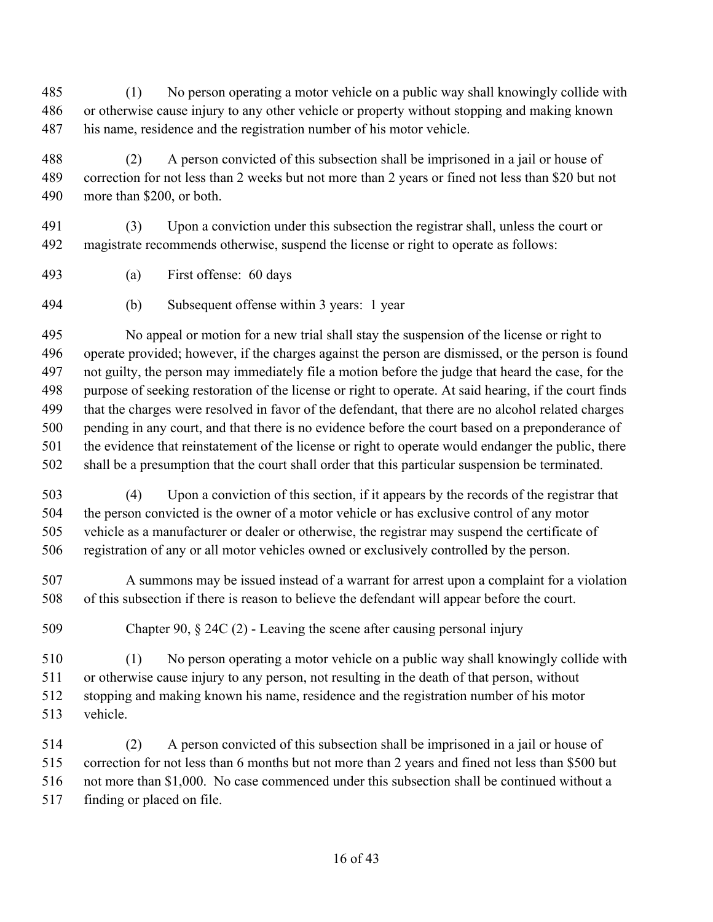(1) No person operating a motor vehicle on a public way shall knowingly collide with or otherwise cause injury to any other vehicle or property without stopping and making known his name, residence and the registration number of his motor vehicle.

(2) A person convicted of this subsection shall be imprisoned in a jail or house of correction for not less than 2 weeks but not more than 2 years or fined not less than $20 but not more than $200, or both.

(3) Upon a conviction under this subsection the registrar shall, unless the court or magistrate recommends otherwise, suspend the license or right to operate as follows:

(a) First offense: 60 days

(b) Subsequent offense within 3 years: 1 year

No appeal or motion for a new trial shall stay the suspension of the license or right to operate provided; however, if the charges against the person are dismissed, or the person is found not guilty, the person may immediately file a motion before the judge that heard the case, for the purpose of seeking restoration of the license or right to operate. At said hearing, if the court finds that the charges were resolved in favor of the defendant, that there are no alcohol related charges pending in any court, and that there is no evidence before the court based on a preponderance of the evidence that reinstatement of the license or right to operate would endanger the public, there shall be a presumption that the court shall order that this particular suspension be terminated.

(4) Upon a conviction of this section, if it appears by the records of the registrar that the person convicted is the owner of a motor vehicle or has exclusive control of any motor vehicle as a manufacturer or dealer or otherwise, the registrar may suspend the certificate of registration of any or all motor vehicles owned or exclusively controlled by the person.

A summons may be issued instead of a warrant for arrest upon a complaint for a violation of this subsection if there is reason to believe the defendant will appear before the court.

Chapter 90, § 24C (2) - Leaving the scene after causing personal injury

(1) No person operating a motor vehicle on a public way shall knowingly collide with or otherwise cause injury to any person, not resulting in the death of that person, without stopping and making known his name, residence and the registration number of his motor vehicle.

(2) A person convicted of this subsection shall be imprisoned in a jail or house of correction for not less than 6 months but not more than 2 years and fined not less than $500 but not more than $1,000. No case commenced under this subsection shall be continued without a finding or placed on file.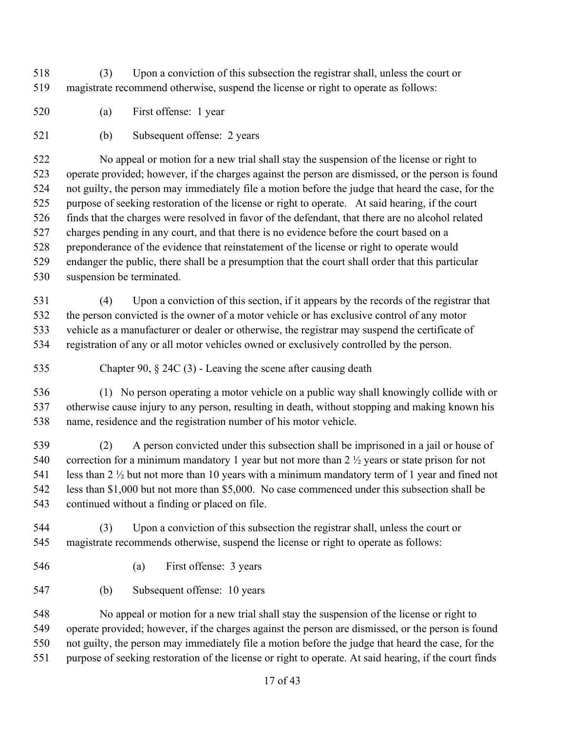(3) Upon a conviction of this subsection the registrar shall, unless the court or magistrate recommend otherwise, suspend the license or right to operate as follows:

(a) First offense: 1 year

(b) Subsequent offense: 2 years

No appeal or motion for a new trial shall stay the suspension of the license or right to operate provided; however, if the charges against the person are dismissed, or the person is found not guilty, the person may immediately file a motion before the judge that heard the case, for the purpose of seeking restoration of the license or right to operate. At said hearing, if the court finds that the charges were resolved in favor of the defendant, that there are no alcohol related charges pending in any court, and that there is no evidence before the court based on a preponderance of the evidence that reinstatement of the license or right to operate would endanger the public, there shall be a presumption that the court shall order that this particular suspension be terminated.

(4) Upon a conviction of this section, if it appears by the records of the registrar that the person convicted is the owner of a motor vehicle or has exclusive control of any motor vehicle as a manufacturer or dealer or otherwise, the registrar may suspend the certificate of registration of any or all motor vehicles owned or exclusively controlled by the person.

Chapter 90, § 24C (3) - Leaving the scene after causing death

(1) No person operating a motor vehicle on a public way shall knowingly collide with or otherwise cause injury to any person, resulting in death, without stopping and making known his name, residence and the registration number of his motor vehicle.

(2) A person convicted under this subsection shall be imprisoned in a jail or house of correction for a minimum mandatory 1 year but not more than 2 ½ years or state prison for not less than 2 ½ but not more than 10 years with a minimum mandatory term of 1 year and fined not less than $1,000 but not more than $5,000. No case commenced under this subsection shall be continued without a finding or placed on file.

(3) Upon a conviction of this subsection the registrar shall, unless the court or magistrate recommends otherwise, suspend the license or right to operate as follows:

(a) First offense: 3 years

(b) Subsequent offense: 10 years

No appeal or motion for a new trial shall stay the suspension of the license or right to operate provided; however, if the charges against the person are dismissed, or the person is found not guilty, the person may immediately file a motion before the judge that heard the case, for the purpose of seeking restoration of the license or right to operate. At said hearing, if the court finds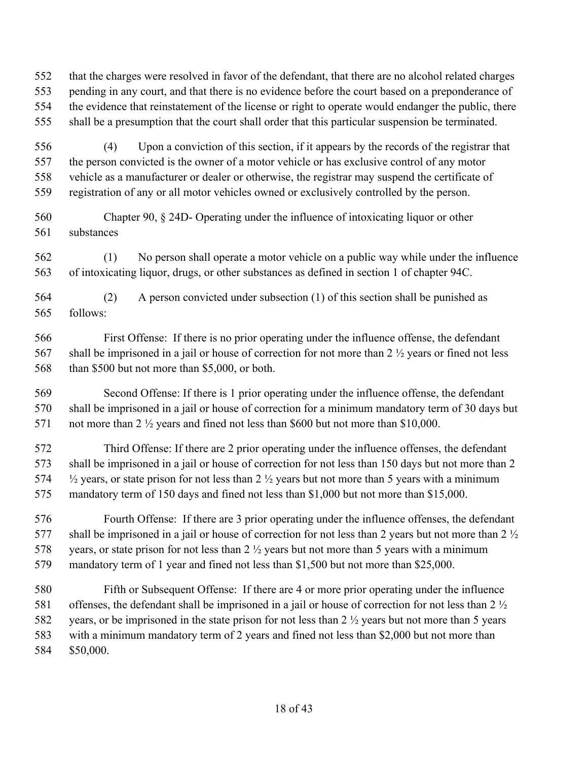that the charges were resolved in favor of the defendant, that there are no alcohol related charges pending in any court, and that there is no evidence before the court based on a preponderance of the evidence that reinstatement of the license or right to operate would endanger the public, there shall be a presumption that the court shall order that this particular suspension be terminated.

(4) Upon a conviction of this section, if it appears by the records of the registrar that the person convicted is the owner of a motor vehicle or has exclusive control of any motor vehicle as a manufacturer or dealer or otherwise, the registrar may suspend the certificate of registration of any or all motor vehicles owned or exclusively controlled by the person.

Chapter 90, § 24D- Operating under the influence of intoxicating liquor or other substances

(1) No person shall operate a motor vehicle on a public way while under the influence of intoxicating liquor, drugs, or other substances as defined in section 1 of chapter 94C.

(2) A person convicted under subsection (1) of this section shall be punished as follows:

First Offense: If there is no prior operating under the influence offense, the defendant shall be imprisoned in a jail or house of correction for not more than 2 ½ years or fined not less than $500 but not more than $5,000, or both.

Second Offense: If there is 1 prior operating under the influence offense, the defendant shall be imprisoned in a jail or house of correction for a minimum mandatory term of 30 days but not more than 2 ½ years and fined not less than $600 but not more than $10,000.

Third Offense: If there are 2 prior operating under the influence offenses, the defendant shall be imprisoned in a jail or house of correction for not less than 150 days but not more than 2 ½ years, or state prison for not less than 2 ½ years but not more than 5 years with a minimum mandatory term of 150 days and fined not less than $1,000 but not more than $15,000.

Fourth Offense: If there are 3 prior operating under the influence offenses, the defendant shall be imprisoned in a jail or house of correction for not less than 2 years but not more than 2 ½ years, or state prison for not less than 2 ½ years but not more than 5 years with a minimum mandatory term of 1 year and fined not less than $1,500 but not more than $25,000.

Fifth or Subsequent Offense: If there are 4 or more prior operating under the influence offenses, the defendant shall be imprisoned in a jail or house of correction for not less than 2 ½ years, or be imprisoned in the state prison for not less than 2 ½ years but not more than 5 years with a minimum mandatory term of 2 years and fined not less than $2,000 but not more than $50,000.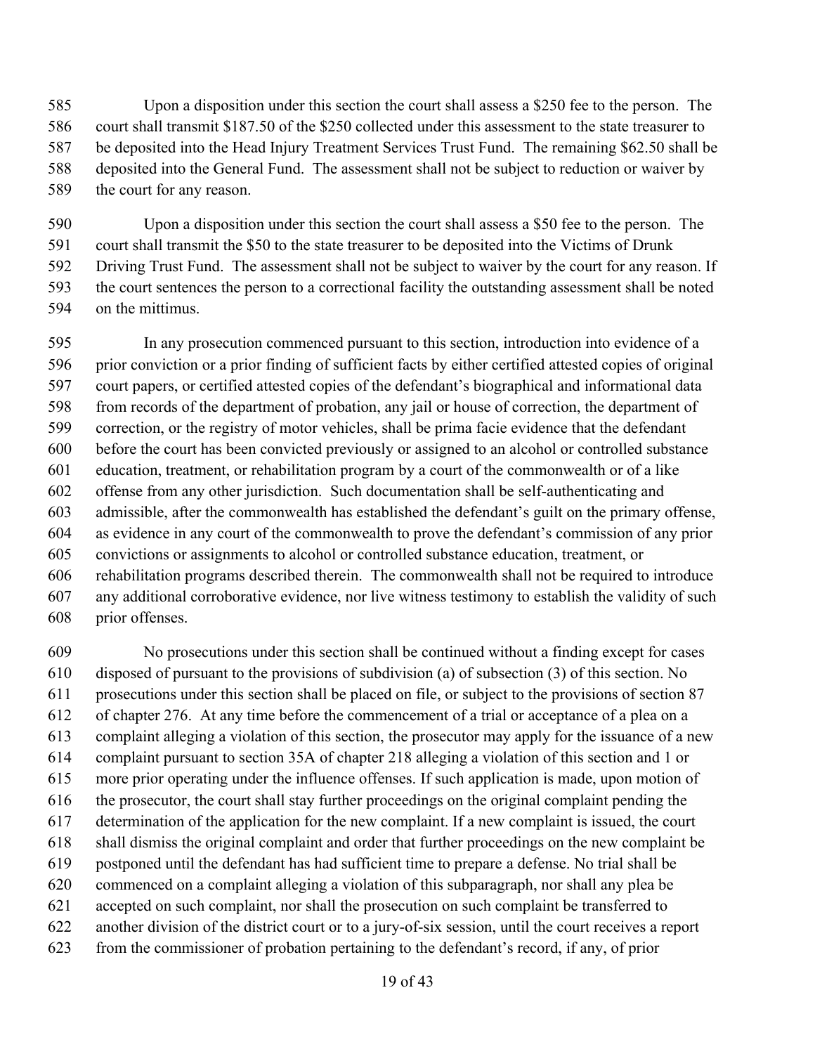Upon a disposition under this section the court shall assess a $250 fee to the person. The court shall transmit $187.50 of the $250 collected under this assessment to the state treasurer to be deposited into the Head Injury Treatment Services Trust Fund. The remaining $62.50 shall be deposited into the General Fund. The assessment shall not be subject to reduction or waiver by the court for any reason.

Upon a disposition under this section the court shall assess a $50 fee to the person. The court shall transmit the $50 to the state treasurer to be deposited into the Victims of Drunk Driving Trust Fund. The assessment shall not be subject to waiver by the court for any reason. If the court sentences the person to a correctional facility the outstanding assessment shall be noted on the mittimus.

In any prosecution commenced pursuant to this section, introduction into evidence of a prior conviction or a prior finding of sufficient facts by either certified attested copies of original court papers, or certified attested copies of the defendant's biographical and informational data from records of the department of probation, any jail or house of correction, the department of correction, or the registry of motor vehicles, shall be prima facie evidence that the defendant before the court has been convicted previously or assigned to an alcohol or controlled substance education, treatment, or rehabilitation program by a court of the commonwealth or of a like offense from any other jurisdiction. Such documentation shall be self-authenticating and admissible, after the commonwealth has established the defendant's guilt on the primary offense, as evidence in any court of the commonwealth to prove the defendant's commission of any prior convictions or assignments to alcohol or controlled substance education, treatment, or rehabilitation programs described therein. The commonwealth shall not be required to introduce any additional corroborative evidence, nor live witness testimony to establish the validity of such prior offenses.

No prosecutions under this section shall be continued without a finding except for cases disposed of pursuant to the provisions of subdivision (a) of subsection (3) of this section. No prosecutions under this section shall be placed on file, or subject to the provisions of section 87 of chapter 276. At any time before the commencement of a trial or acceptance of a plea on a complaint alleging a violation of this section, the prosecutor may apply for the issuance of a new complaint pursuant to section 35A of chapter 218 alleging a violation of this section and 1 or more prior operating under the influence offenses. If such application is made, upon motion of the prosecutor, the court shall stay further proceedings on the original complaint pending the determination of the application for the new complaint. If a new complaint is issued, the court shall dismiss the original complaint and order that further proceedings on the new complaint be postponed until the defendant has had sufficient time to prepare a defense. No trial shall be commenced on a complaint alleging a violation of this subparagraph, nor shall any plea be accepted on such complaint, nor shall the prosecution on such complaint be transferred to another division of the district court or to a jury-of-six session, until the court receives a report from the commissioner of probation pertaining to the defendant's record, if any, of prior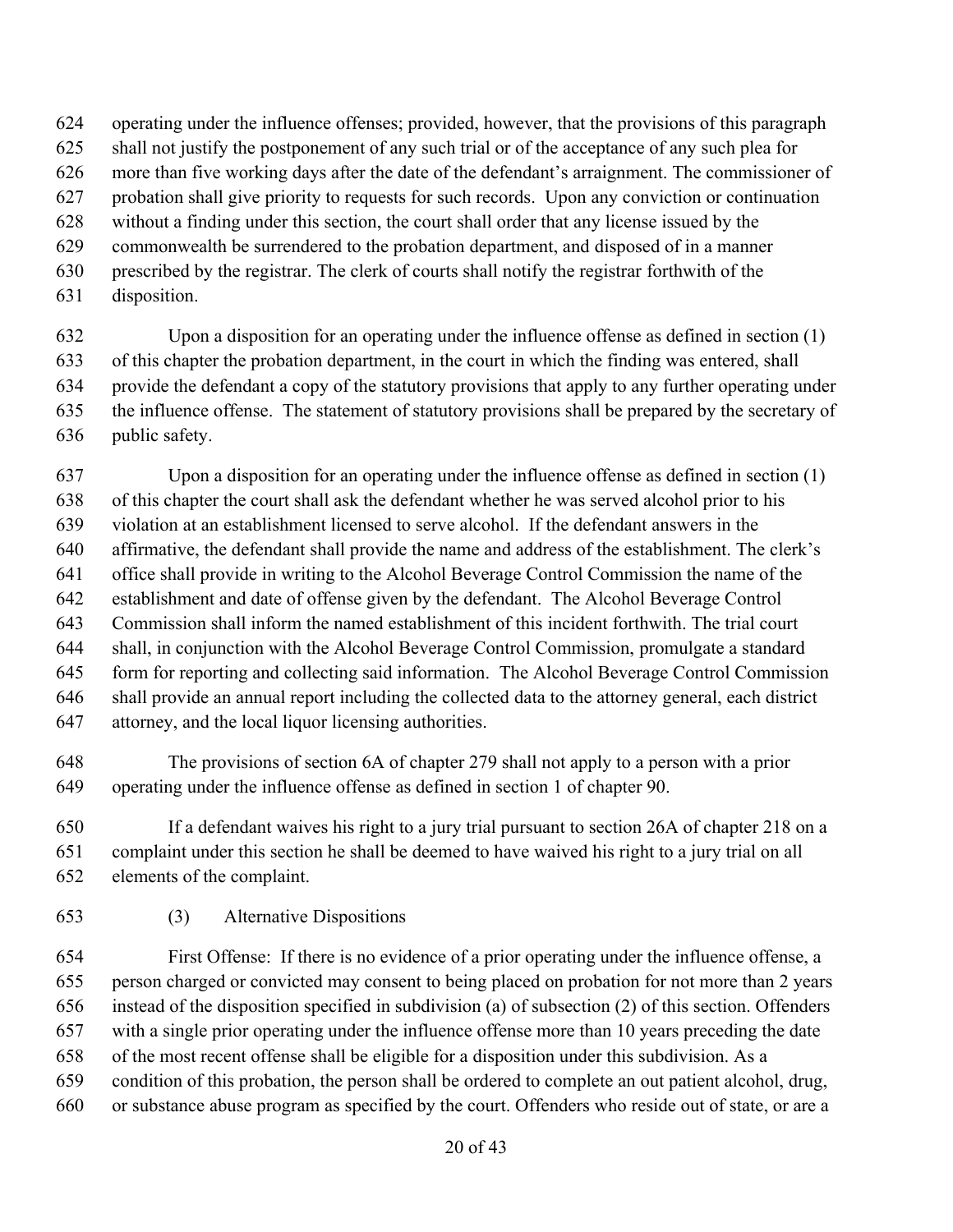operating under the influence offenses; provided, however, that the provisions of this paragraph shall not justify the postponement of any such trial or of the acceptance of any such plea for more than five working days after the date of the defendant's arraignment. The commissioner of probation shall give priority to requests for such records. Upon any conviction or continuation without a finding under this section, the court shall order that any license issued by the commonwealth be surrendered to the probation department, and disposed of in a manner prescribed by the registrar. The clerk of courts shall notify the registrar forthwith of the disposition.

Upon a disposition for an operating under the influence offense as defined in section (1) of this chapter the probation department, in the court in which the finding was entered, shall provide the defendant a copy of the statutory provisions that apply to any further operating under the influence offense. The statement of statutory provisions shall be prepared by the secretary of public safety.

Upon a disposition for an operating under the influence offense as defined in section (1) of this chapter the court shall ask the defendant whether he was served alcohol prior to his violation at an establishment licensed to serve alcohol. If the defendant answers in the affirmative, the defendant shall provide the name and address of the establishment. The clerk's office shall provide in writing to the Alcohol Beverage Control Commission the name of the establishment and date of offense given by the defendant. The Alcohol Beverage Control Commission shall inform the named establishment of this incident forthwith. The trial court shall, in conjunction with the Alcohol Beverage Control Commission, promulgate a standard form for reporting and collecting said information. The Alcohol Beverage Control Commission shall provide an annual report including the collected data to the attorney general, each district attorney, and the local liquor licensing authorities.

The provisions of section 6A of chapter 279 shall not apply to a person with a prior operating under the influence offense as defined in section 1 of chapter 90.

If a defendant waives his right to a jury trial pursuant to section 26A of chapter 218 on a complaint under this section he shall be deemed to have waived his right to a jury trial on all elements of the complaint.

(3) Alternative Dispositions

First Offense: If there is no evidence of a prior operating under the influence offense, a person charged or convicted may consent to being placed on probation for not more than 2 years instead of the disposition specified in subdivision (a) of subsection (2) of this section. Offenders with a single prior operating under the influence offense more than 10 years preceding the date of the most recent offense shall be eligible for a disposition under this subdivision. As a condition of this probation, the person shall be ordered to complete an out patient alcohol, drug, or substance abuse program as specified by the court. Offenders who reside out of state, or are a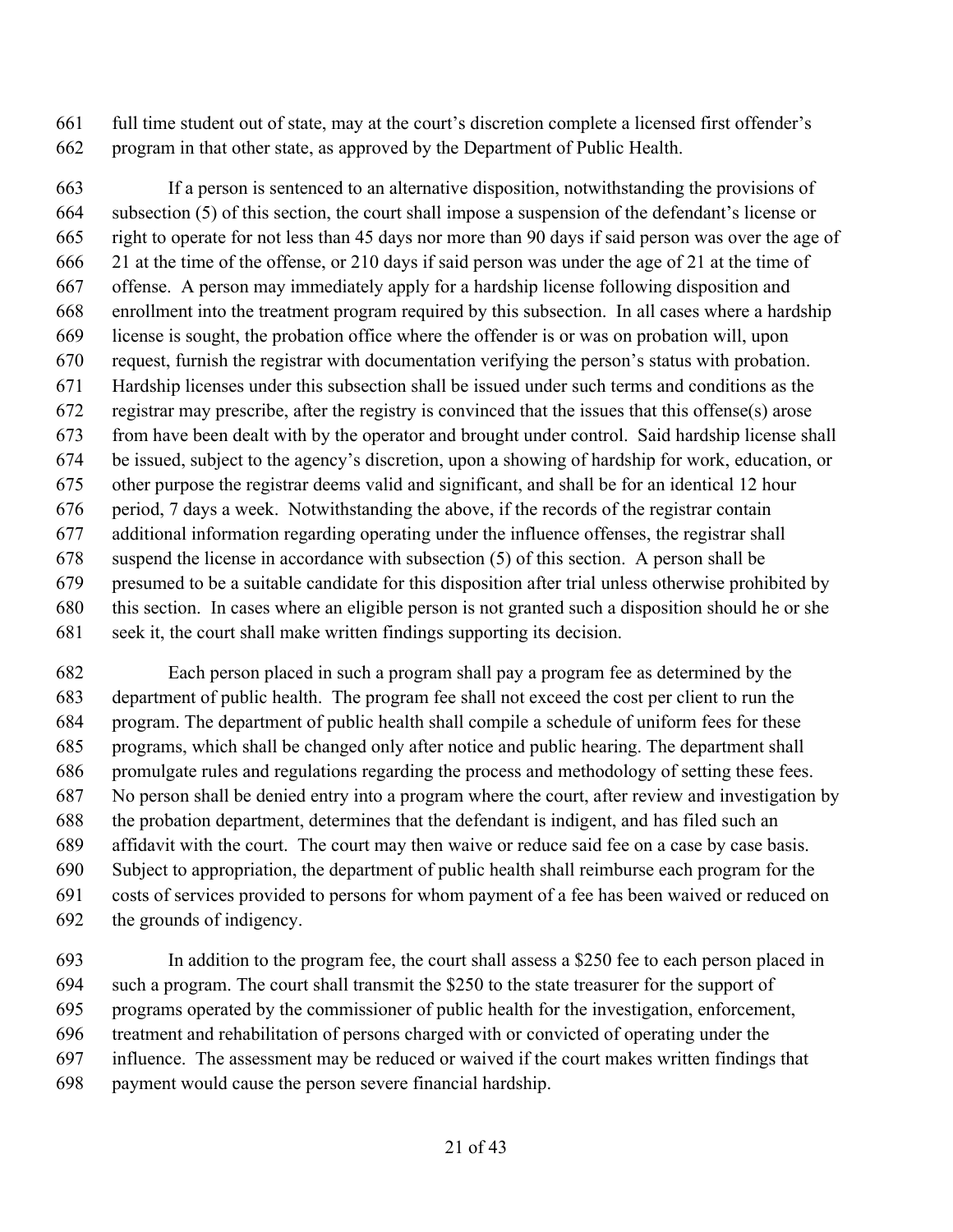full time student out of state, may at the court's discretion complete a licensed first offender's program in that other state, as approved by the Department of Public Health.

If a person is sentenced to an alternative disposition, notwithstanding the provisions of subsection (5) of this section, the court shall impose a suspension of the defendant's license or right to operate for not less than 45 days nor more than 90 days if said person was over the age of 21 at the time of the offense, or 210 days if said person was under the age of 21 at the time of offense. A person may immediately apply for a hardship license following disposition and enrollment into the treatment program required by this subsection. In all cases where a hardship license is sought, the probation office where the offender is or was on probation will, upon request, furnish the registrar with documentation verifying the person's status with probation. Hardship licenses under this subsection shall be issued under such terms and conditions as the registrar may prescribe, after the registry is convinced that the issues that this offense(s) arose from have been dealt with by the operator and brought under control. Said hardship license shall be issued, subject to the agency's discretion, upon a showing of hardship for work, education, or other purpose the registrar deems valid and significant, and shall be for an identical 12 hour period, 7 days a week. Notwithstanding the above, if the records of the registrar contain additional information regarding operating under the influence offenses, the registrar shall suspend the license in accordance with subsection (5) of this section. A person shall be presumed to be a suitable candidate for this disposition after trial unless otherwise prohibited by this section. In cases where an eligible person is not granted such a disposition should he or she seek it, the court shall make written findings supporting its decision.

Each person placed in such a program shall pay a program fee as determined by the department of public health. The program fee shall not exceed the cost per client to run the program. The department of public health shall compile a schedule of uniform fees for these programs, which shall be changed only after notice and public hearing. The department shall promulgate rules and regulations regarding the process and methodology of setting these fees. No person shall be denied entry into a program where the court, after review and investigation by the probation department, determines that the defendant is indigent, and has filed such an affidavit with the court. The court may then waive or reduce said fee on a case by case basis. Subject to appropriation, the department of public health shall reimburse each program for the costs of services provided to persons for whom payment of a fee has been waived or reduced on the grounds of indigency.

In addition to the program fee, the court shall assess a $250 fee to each person placed in such a program. The court shall transmit the $250 to the state treasurer for the support of programs operated by the commissioner of public health for the investigation, enforcement, treatment and rehabilitation of persons charged with or convicted of operating under the influence. The assessment may be reduced or waived if the court makes written findings that payment would cause the person severe financial hardship.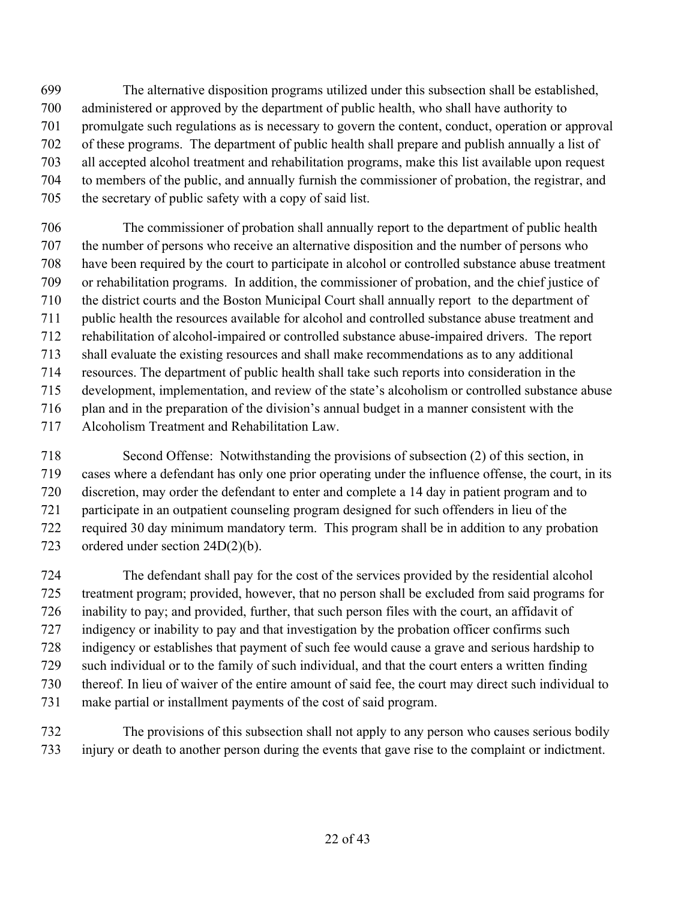The alternative disposition programs utilized under this subsection shall be established, administered or approved by the department of public health, who shall have authority to promulgate such regulations as is necessary to govern the content, conduct, operation or approval of these programs. The department of public health shall prepare and publish annually a list of all accepted alcohol treatment and rehabilitation programs, make this list available upon request to members of the public, and annually furnish the commissioner of probation, the registrar, and the secretary of public safety with a copy of said list.

The commissioner of probation shall annually report to the department of public health the number of persons who receive an alternative disposition and the number of persons who have been required by the court to participate in alcohol or controlled substance abuse treatment or rehabilitation programs. In addition, the commissioner of probation, and the chief justice of the district courts and the Boston Municipal Court shall annually report to the department of public health the resources available for alcohol and controlled substance abuse treatment and rehabilitation of alcohol-impaired or controlled substance abuse-impaired drivers. The report shall evaluate the existing resources and shall make recommendations as to any additional resources. The department of public health shall take such reports into consideration in the development, implementation, and review of the state's alcoholism or controlled substance abuse plan and in the preparation of the division's annual budget in a manner consistent with the Alcoholism Treatment and Rehabilitation Law.

Second Offense: Notwithstanding the provisions of subsection (2) of this section, in cases where a defendant has only one prior operating under the influence offense, the court, in its discretion, may order the defendant to enter and complete a 14 day in patient program and to participate in an outpatient counseling program designed for such offenders in lieu of the required 30 day minimum mandatory term. This program shall be in addition to any probation ordered under section 24D(2)(b).

The defendant shall pay for the cost of the services provided by the residential alcohol treatment program; provided, however, that no person shall be excluded from said programs for inability to pay; and provided, further, that such person files with the court, an affidavit of indigency or inability to pay and that investigation by the probation officer confirms such indigency or establishes that payment of such fee would cause a grave and serious hardship to such individual or to the family of such individual, and that the court enters a written finding thereof. In lieu of waiver of the entire amount of said fee, the court may direct such individual to make partial or installment payments of the cost of said program.

The provisions of this subsection shall not apply to any person who causes serious bodily injury or death to another person during the events that gave rise to the complaint or indictment.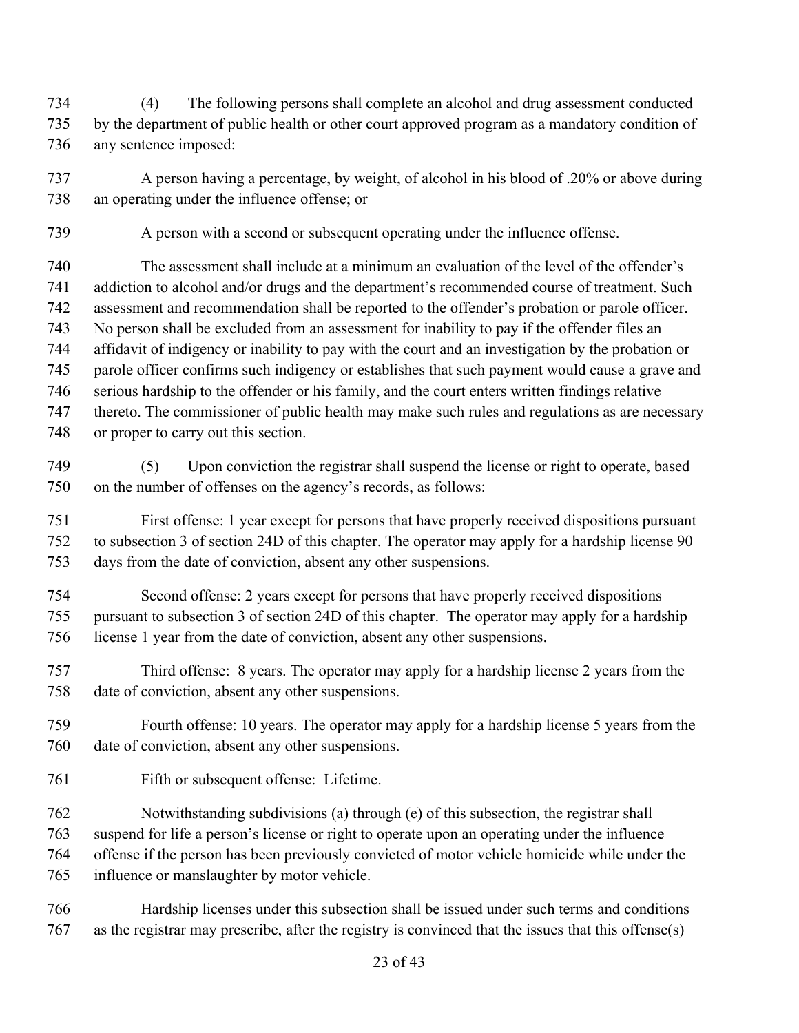(4) The following persons shall complete an alcohol and drug assessment conducted by the department of public health or other court approved program as a mandatory condition of any sentence imposed:

A person having a percentage, by weight, of alcohol in his blood of .20% or above during an operating under the influence offense; or

A person with a second or subsequent operating under the influence offense.

The assessment shall include at a minimum an evaluation of the level of the offender's addiction to alcohol and/or drugs and the department's recommended course of treatment. Such assessment and recommendation shall be reported to the offender's probation or parole officer. No person shall be excluded from an assessment for inability to pay if the offender files an affidavit of indigency or inability to pay with the court and an investigation by the probation or parole officer confirms such indigency or establishes that such payment would cause a grave and serious hardship to the offender or his family, and the court enters written findings relative thereto. The commissioner of public health may make such rules and regulations as are necessary or proper to carry out this section.

(5) Upon conviction the registrar shall suspend the license or right to operate, based on the number of offenses on the agency's records, as follows:

First offense: 1 year except for persons that have properly received dispositions pursuant to subsection 3 of section 24D of this chapter. The operator may apply for a hardship license 90 days from the date of conviction, absent any other suspensions.

Second offense: 2 years except for persons that have properly received dispositions pursuant to subsection 3 of section 24D of this chapter. The operator may apply for a hardship license 1 year from the date of conviction, absent any other suspensions.

Third offense: 8 years. The operator may apply for a hardship license 2 years from the date of conviction, absent any other suspensions.

Fourth offense: 10 years. The operator may apply for a hardship license 5 years from the date of conviction, absent any other suspensions.

Fifth or subsequent offense: Lifetime.

Notwithstanding subdivisions (a) through (e) of this subsection, the registrar shall suspend for life a person's license or right to operate upon an operating under the influence offense if the person has been previously convicted of motor vehicle homicide while under the influence or manslaughter by motor vehicle.

Hardship licenses under this subsection shall be issued under such terms and conditions as the registrar may prescribe, after the registry is convinced that the issues that this offense(s)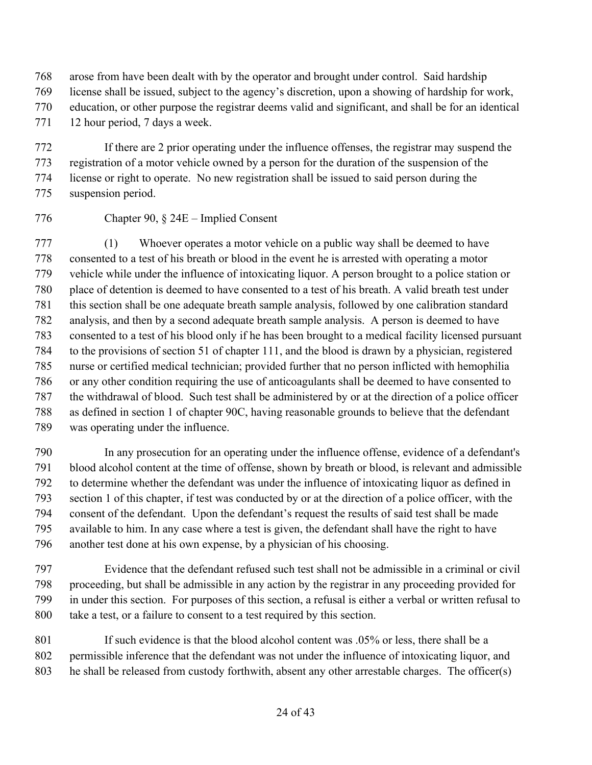arose from have been dealt with by the operator and brought under control. Said hardship license shall be issued, subject to the agency's discretion, upon a showing of hardship for work, education, or other purpose the registrar deems valid and significant, and shall be for an identical 12 hour period, 7 days a week.

If there are 2 prior operating under the influence offenses, the registrar may suspend the registration of a motor vehicle owned by a person for the duration of the suspension of the license or right to operate. No new registration shall be issued to said person during the suspension period.

Chapter 90, § 24E – Implied Consent

(1) Whoever operates a motor vehicle on a public way shall be deemed to have consented to a test of his breath or blood in the event he is arrested with operating a motor vehicle while under the influence of intoxicating liquor. A person brought to a police station or place of detention is deemed to have consented to a test of his breath. A valid breath test under this section shall be one adequate breath sample analysis, followed by one calibration standard analysis, and then by a second adequate breath sample analysis. A person is deemed to have consented to a test of his blood only if he has been brought to a medical facility licensed pursuant to the provisions of section 51 of chapter 111, and the blood is drawn by a physician, registered nurse or certified medical technician; provided further that no person inflicted with hemophilia or any other condition requiring the use of anticoagulants shall be deemed to have consented to the withdrawal of blood. Such test shall be administered by or at the direction of a police officer as defined in section 1 of chapter 90C, having reasonable grounds to believe that the defendant was operating under the influence.

In any prosecution for an operating under the influence offense, evidence of a defendant's blood alcohol content at the time of offense, shown by breath or blood, is relevant and admissible to determine whether the defendant was under the influence of intoxicating liquor as defined in section 1 of this chapter, if test was conducted by or at the direction of a police officer, with the consent of the defendant. Upon the defendant's request the results of said test shall be made available to him. In any case where a test is given, the defendant shall have the right to have another test done at his own expense, by a physician of his choosing.

Evidence that the defendant refused such test shall not be admissible in a criminal or civil proceeding, but shall be admissible in any action by the registrar in any proceeding provided for in under this section. For purposes of this section, a refusal is either a verbal or written refusal to take a test, or a failure to consent to a test required by this section.

If such evidence is that the blood alcohol content was .05% or less, there shall be a permissible inference that the defendant was not under the influence of intoxicating liquor, and he shall be released from custody forthwith, absent any other arrestable charges. The officer(s)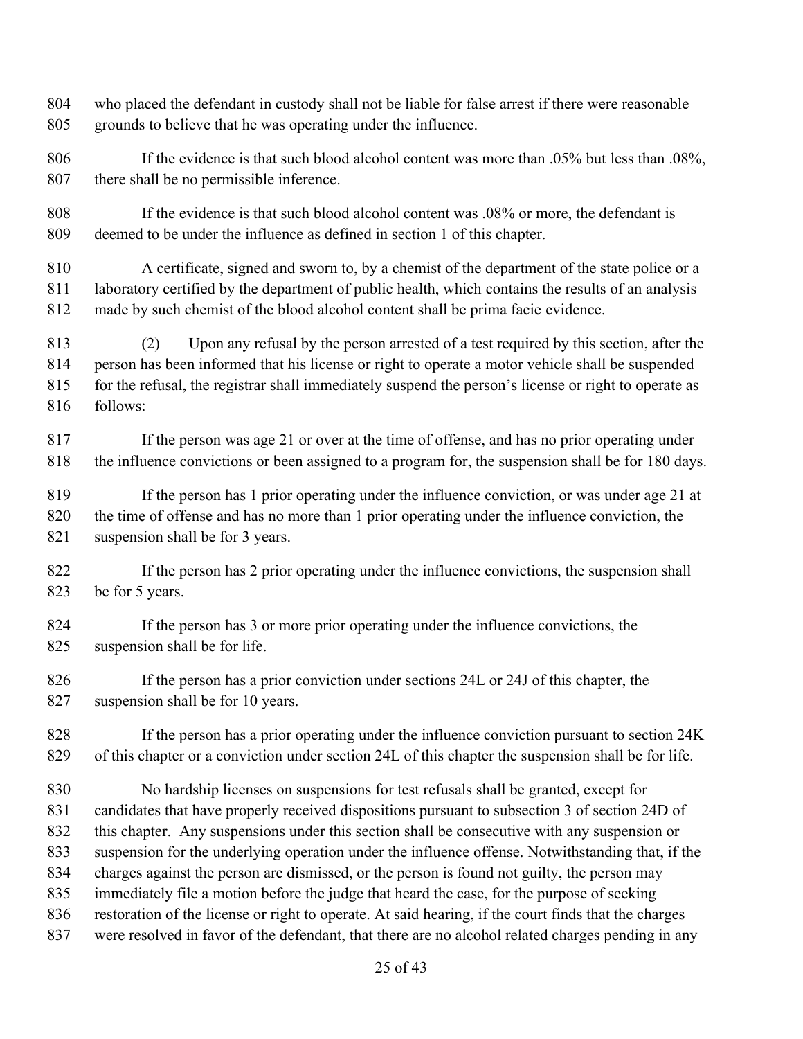who placed the defendant in custody shall not be liable for false arrest if there were reasonable grounds to believe that he was operating under the influence.

If the evidence is that such blood alcohol content was more than .05% but less than .08%, there shall be no permissible inference.

If the evidence is that such blood alcohol content was .08% or more, the defendant is deemed to be under the influence as defined in section 1 of this chapter.

A certificate, signed and sworn to, by a chemist of the department of the state police or a laboratory certified by the department of public health, which contains the results of an analysis made by such chemist of the blood alcohol content shall be prima facie evidence.

(2) Upon any refusal by the person arrested of a test required by this section, after the person has been informed that his license or right to operate a motor vehicle shall be suspended for the refusal, the registrar shall immediately suspend the person's license or right to operate as follows:

If the person was age 21 or over at the time of offense, and has no prior operating under the influence convictions or been assigned to a program for, the suspension shall be for 180 days.

If the person has 1 prior operating under the influence conviction, or was under age 21 at the time of offense and has no more than 1 prior operating under the influence conviction, the suspension shall be for 3 years.

If the person has 2 prior operating under the influence convictions, the suspension shall be for 5 years.

If the person has 3 or more prior operating under the influence convictions, the suspension shall be for life.

If the person has a prior conviction under sections 24L or 24J of this chapter, the suspension shall be for 10 years.

If the person has a prior operating under the influence conviction pursuant to section 24K of this chapter or a conviction under section 24L of this chapter the suspension shall be for life.

No hardship licenses on suspensions for test refusals shall be granted, except for candidates that have properly received dispositions pursuant to subsection 3 of section 24D of this chapter. Any suspensions under this section shall be consecutive with any suspension or suspension for the underlying operation under the influence offense. Notwithstanding that, if the charges against the person are dismissed, or the person is found not guilty, the person may immediately file a motion before the judge that heard the case, for the purpose of seeking restoration of the license or right to operate. At said hearing, if the court finds that the charges were resolved in favor of the defendant, that there are no alcohol related charges pending in any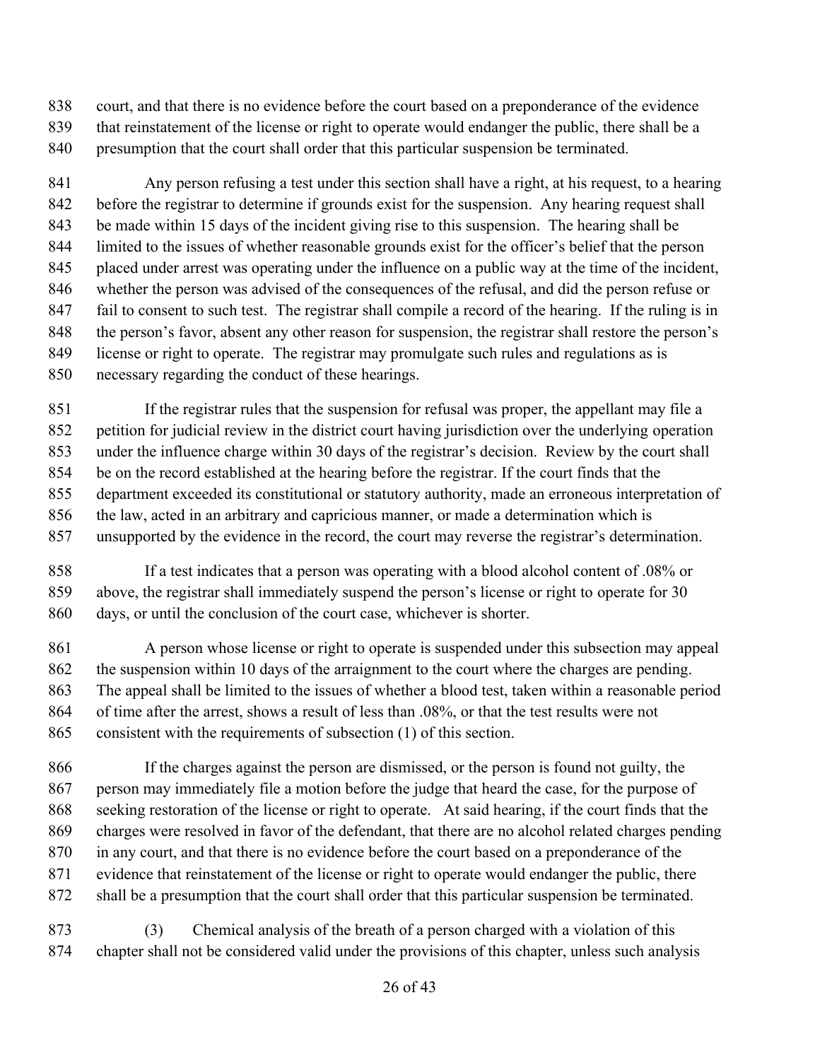court, and that there is no evidence before the court based on a preponderance of the evidence that reinstatement of the license or right to operate would endanger the public, there shall be a presumption that the court shall order that this particular suspension be terminated.

Any person refusing a test under this section shall have a right, at his request, to a hearing before the registrar to determine if grounds exist for the suspension. Any hearing request shall be made within 15 days of the incident giving rise to this suspension. The hearing shall be limited to the issues of whether reasonable grounds exist for the officer's belief that the person placed under arrest was operating under the influence on a public way at the time of the incident, whether the person was advised of the consequences of the refusal, and did the person refuse or fail to consent to such test. The registrar shall compile a record of the hearing. If the ruling is in the person's favor, absent any other reason for suspension, the registrar shall restore the person's license or right to operate. The registrar may promulgate such rules and regulations as is necessary regarding the conduct of these hearings.

If the registrar rules that the suspension for refusal was proper, the appellant may file a petition for judicial review in the district court having jurisdiction over the underlying operation under the influence charge within 30 days of the registrar's decision. Review by the court shall be on the record established at the hearing before the registrar. If the court finds that the department exceeded its constitutional or statutory authority, made an erroneous interpretation of the law, acted in an arbitrary and capricious manner, or made a determination which is unsupported by the evidence in the record, the court may reverse the registrar's determination.

If a test indicates that a person was operating with a blood alcohol content of .08% or above, the registrar shall immediately suspend the person's license or right to operate for 30 days, or until the conclusion of the court case, whichever is shorter.

A person whose license or right to operate is suspended under this subsection may appeal the suspension within 10 days of the arraignment to the court where the charges are pending. The appeal shall be limited to the issues of whether a blood test, taken within a reasonable period of time after the arrest, shows a result of less than .08%, or that the test results were not consistent with the requirements of subsection (1) of this section.

If the charges against the person are dismissed, or the person is found not guilty, the person may immediately file a motion before the judge that heard the case, for the purpose of seeking restoration of the license or right to operate. At said hearing, if the court finds that the charges were resolved in favor of the defendant, that there are no alcohol related charges pending in any court, and that there is no evidence before the court based on a preponderance of the evidence that reinstatement of the license or right to operate would endanger the public, there shall be a presumption that the court shall order that this particular suspension be terminated.

(3) Chemical analysis of the breath of a person charged with a violation of this chapter shall not be considered valid under the provisions of this chapter, unless such analysis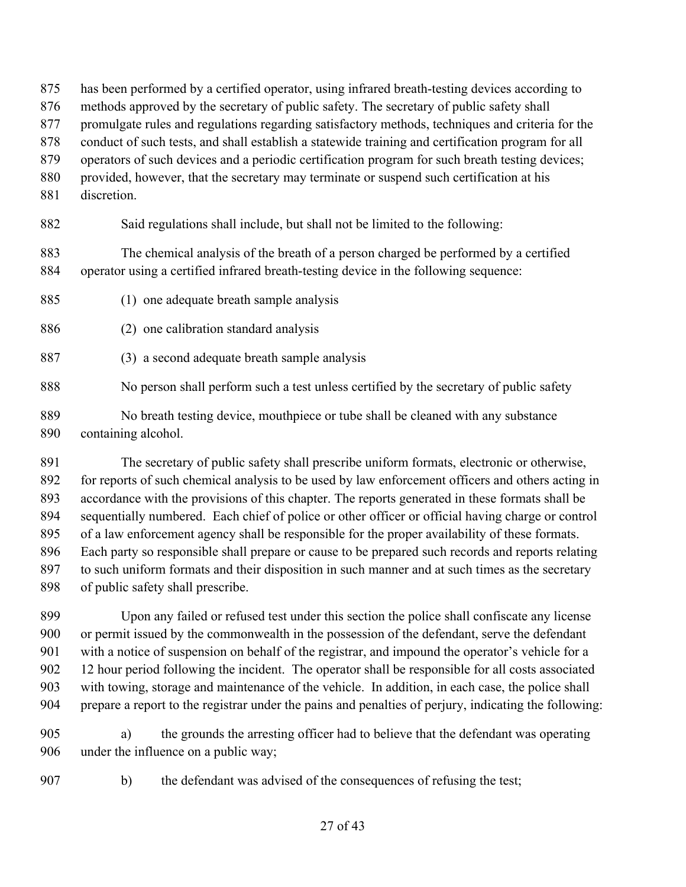has been performed by a certified operator, using infrared breath-testing devices according to methods approved by the secretary of public safety. The secretary of public safety shall promulgate rules and regulations regarding satisfactory methods, techniques and criteria for the conduct of such tests, and shall establish a statewide training and certification program for all operators of such devices and a periodic certification program for such breath testing devices; provided, however, that the secretary may terminate or suspend such certification at his discretion.

Said regulations shall include, but shall not be limited to the following:

The chemical analysis of the breath of a person charged be performed by a certified operator using a certified infrared breath-testing device in the following sequence:

(1) one adequate breath sample analysis

(2) one calibration standard analysis

(3) a second adequate breath sample analysis

No person shall perform such a test unless certified by the secretary of public safety

No breath testing device, mouthpiece or tube shall be cleaned with any substance containing alcohol.

The secretary of public safety shall prescribe uniform formats, electronic or otherwise, for reports of such chemical analysis to be used by law enforcement officers and others acting in accordance with the provisions of this chapter. The reports generated in these formats shall be sequentially numbered. Each chief of police or other officer or official having charge or control of a law enforcement agency shall be responsible for the proper availability of these formats. Each party so responsible shall prepare or cause to be prepared such records and reports relating to such uniform formats and their disposition in such manner and at such times as the secretary of public safety shall prescribe.

Upon any failed or refused test under this section the police shall confiscate any license or permit issued by the commonwealth in the possession of the defendant, serve the defendant with a notice of suspension on behalf of the registrar, and impound the operator's vehicle for a 12 hour period following the incident. The operator shall be responsible for all costs associated with towing, storage and maintenance of the vehicle. In addition, in each case, the police shall prepare a report to the registrar under the pains and penalties of perjury, indicating the following:

a) the grounds the arresting officer had to believe that the defendant was operating under the influence on a public way;

b) the defendant was advised of the consequences of refusing the test;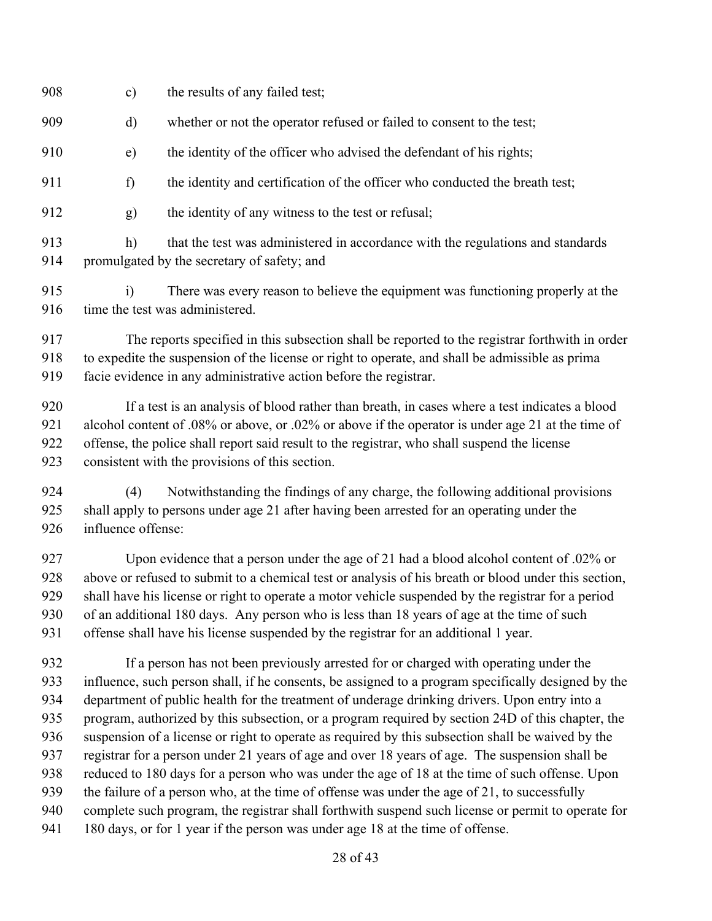c) the results of any failed test;

d) whether or not the operator refused or failed to consent to the test;

e) the identity of the officer who advised the defendant of his rights;

f) the identity and certification of the officer who conducted the breath test;

g) the identity of any witness to the test or refusal;

h) that the test was administered in accordance with the regulations and standards promulgated by the secretary of safety; and

i) There was every reason to believe the equipment was functioning properly at the time the test was administered.

The reports specified in this subsection shall be reported to the registrar forthwith in order to expedite the suspension of the license or right to operate, and shall be admissible as prima facie evidence in any administrative action before the registrar.

If a test is an analysis of blood rather than breath, in cases where a test indicates a blood alcohol content of .08% or above, or .02% or above if the operator is under age 21 at the time of offense, the police shall report said result to the registrar, who shall suspend the license consistent with the provisions of this section.

(4) Notwithstanding the findings of any charge, the following additional provisions shall apply to persons under age 21 after having been arrested for an operating under the influence offense:

Upon evidence that a person under the age of 21 had a blood alcohol content of .02% or above or refused to submit to a chemical test or analysis of his breath or blood under this section, shall have his license or right to operate a motor vehicle suspended by the registrar for a period of an additional 180 days. Any person who is less than 18 years of age at the time of such offense shall have his license suspended by the registrar for an additional 1 year.

If a person has not been previously arrested for or charged with operating under the influence, such person shall, if he consents, be assigned to a program specifically designed by the department of public health for the treatment of underage drinking drivers. Upon entry into a program, authorized by this subsection, or a program required by section 24D of this chapter, the suspension of a license or right to operate as required by this subsection shall be waived by the registrar for a person under 21 years of age and over 18 years of age. The suspension shall be reduced to 180 days for a person who was under the age of 18 at the time of such offense. Upon the failure of a person who, at the time of offense was under the age of 21, to successfully complete such program, the registrar shall forthwith suspend such license or permit to operate for 180 days, or for 1 year if the person was under age 18 at the time of offense.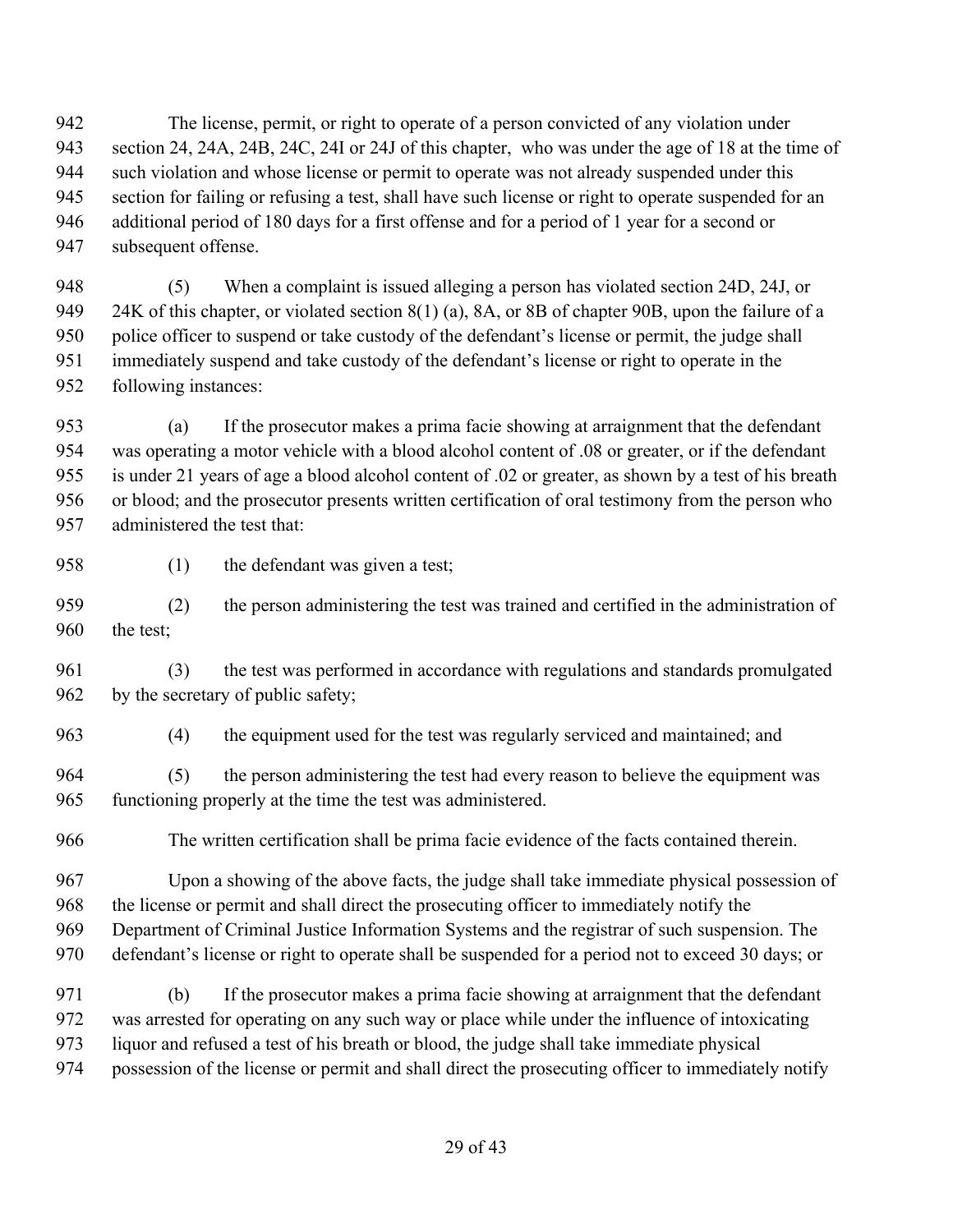The license, permit, or right to operate of a person convicted of any violation under section 24, 24A, 24B, 24C, 24I or 24J of this chapter,  who was under the age of 18 at the time of such violation and whose license or permit to operate was not already suspended under this section for failing or refusing a test, shall have such license or right to operate suspended for an additional period of 180 days for a first offense and for a period of 1 year for a second or subsequent offense.

(5) When a complaint is issued alleging a person has violated section 24D, 24J, or 24K of this chapter, or violated section 8(1) (a), 8A, or 8B of chapter 90B, upon the failure of a police officer to suspend or take custody of the defendant's license or permit, the judge shall immediately suspend and take custody of the defendant's license or right to operate in the following instances:

(a) If the prosecutor makes a prima facie showing at arraignment that the defendant was operating a motor vehicle with a blood alcohol content of .08 or greater, or if the defendant is under 21 years of age a blood alcohol content of .02 or greater, as shown by a test of his breath or blood; and the prosecutor presents written certification of oral testimony from the person who administered the test that:

(1) the defendant was given a test;

(2) the person administering the test was trained and certified in the administration of the test;

(3) the test was performed in accordance with regulations and standards promulgated by the secretary of public safety;

(4) the equipment used for the test was regularly serviced and maintained; and

(5) the person administering the test had every reason to believe the equipment was functioning properly at the time the test was administered.

The written certification shall be prima facie evidence of the facts contained therein.

Upon a showing of the above facts, the judge shall take immediate physical possession of the license or permit and shall direct the prosecuting officer to immediately notify the Department of Criminal Justice Information Systems and the registrar of such suspension. The defendant's license or right to operate shall be suspended for a period not to exceed 30 days; or

(b) If the prosecutor makes a prima facie showing at arraignment that the defendant was arrested for operating on any such way or place while under the influence of intoxicating liquor and refused a test of his breath or blood, the judge shall take immediate physical possession of the license or permit and shall direct the prosecuting officer to immediately notify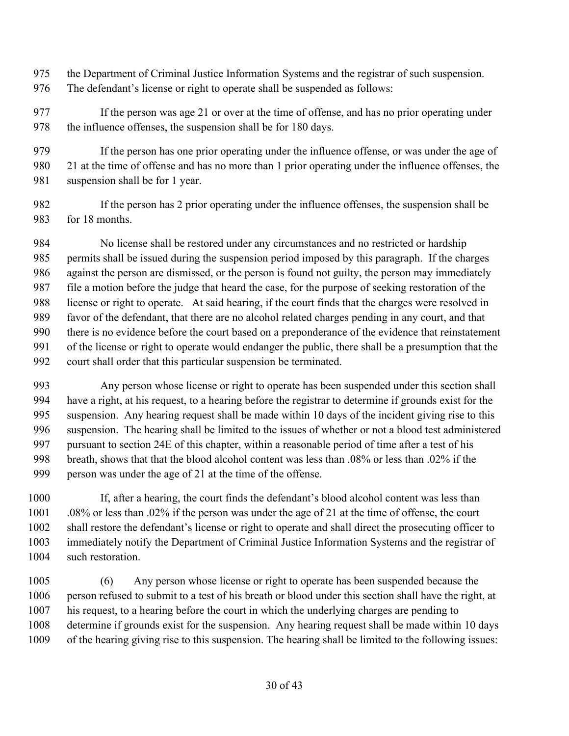the Department of Criminal Justice Information Systems and the registrar of such suspension. The defendant's license or right to operate shall be suspended as follows:

If the person was age 21 or over at the time of offense, and has no prior operating under the influence offenses, the suspension shall be for 180 days.

If the person has one prior operating under the influence offense, or was under the age of 21 at the time of offense and has no more than 1 prior operating under the influence offenses, the suspension shall be for 1 year.

If the person has 2 prior operating under the influence offenses, the suspension shall be for 18 months.

No license shall be restored under any circumstances and no restricted or hardship permits shall be issued during the suspension period imposed by this paragraph. If the charges against the person are dismissed, or the person is found not guilty, the person may immediately file a motion before the judge that heard the case, for the purpose of seeking restoration of the license or right to operate. At said hearing, if the court finds that the charges were resolved in favor of the defendant, that there are no alcohol related charges pending in any court, and that there is no evidence before the court based on a preponderance of the evidence that reinstatement of the license or right to operate would endanger the public, there shall be a presumption that the court shall order that this particular suspension be terminated.

Any person whose license or right to operate has been suspended under this section shall have a right, at his request, to a hearing before the registrar to determine if grounds exist for the suspension. Any hearing request shall be made within 10 days of the incident giving rise to this suspension. The hearing shall be limited to the issues of whether or not a blood test administered pursuant to section 24E of this chapter, within a reasonable period of time after a test of his breath, shows that that the blood alcohol content was less than .08% or less than .02% if the person was under the age of 21 at the time of the offense.

If, after a hearing, the court finds the defendant's blood alcohol content was less than .08% or less than .02% if the person was under the age of 21 at the time of offense, the court shall restore the defendant's license or right to operate and shall direct the prosecuting officer to immediately notify the Department of Criminal Justice Information Systems and the registrar of such restoration.

(6) Any person whose license or right to operate has been suspended because the person refused to submit to a test of his breath or blood under this section shall have the right, at his request, to a hearing before the court in which the underlying charges are pending to determine if grounds exist for the suspension. Any hearing request shall be made within 10 days of the hearing giving rise to this suspension. The hearing shall be limited to the following issues: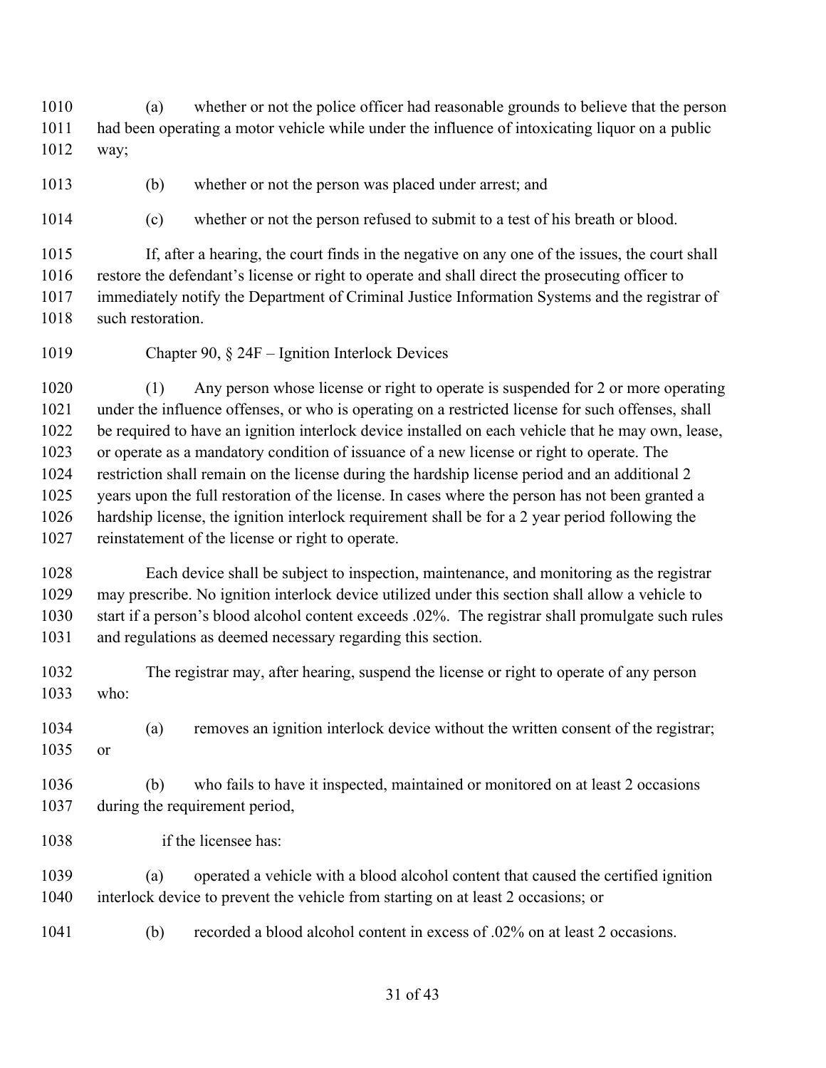(a) whether or not the police officer had reasonable grounds to believe that the person had been operating a motor vehicle while under the influence of intoxicating liquor on a public way;

(b) whether or not the person was placed under arrest; and

(c) whether or not the person refused to submit to a test of his breath or blood.

If, after a hearing, the court finds in the negative on any one of the issues, the court shall restore the defendant's license or right to operate and shall direct the prosecuting officer to immediately notify the Department of Criminal Justice Information Systems and the registrar of such restoration.

Chapter 90, § 24F – Ignition Interlock Devices

(1) Any person whose license or right to operate is suspended for 2 or more operating under the influence offenses, or who is operating on a restricted license for such offenses, shall be required to have an ignition interlock device installed on each vehicle that he may own, lease, or operate as a mandatory condition of issuance of a new license or right to operate. The restriction shall remain on the license during the hardship license period and an additional 2 years upon the full restoration of the license. In cases where the person has not been granted a hardship license, the ignition interlock requirement shall be for a 2 year period following the reinstatement of the license or right to operate.

Each device shall be subject to inspection, maintenance, and monitoring as the registrar may prescribe. No ignition interlock device utilized under this section shall allow a vehicle to start if a person's blood alcohol content exceeds .02%. The registrar shall promulgate such rules and regulations as deemed necessary regarding this section.

The registrar may, after hearing, suspend the license or right to operate of any person who:

(a) removes an ignition interlock device without the written consent of the registrar; or

(b) who fails to have it inspected, maintained or monitored on at least 2 occasions during the requirement period,

if the licensee has:

(a) operated a vehicle with a blood alcohol content that caused the certified ignition interlock device to prevent the vehicle from starting on at least 2 occasions; or

(b) recorded a blood alcohol content in excess of .02% on at least 2 occasions.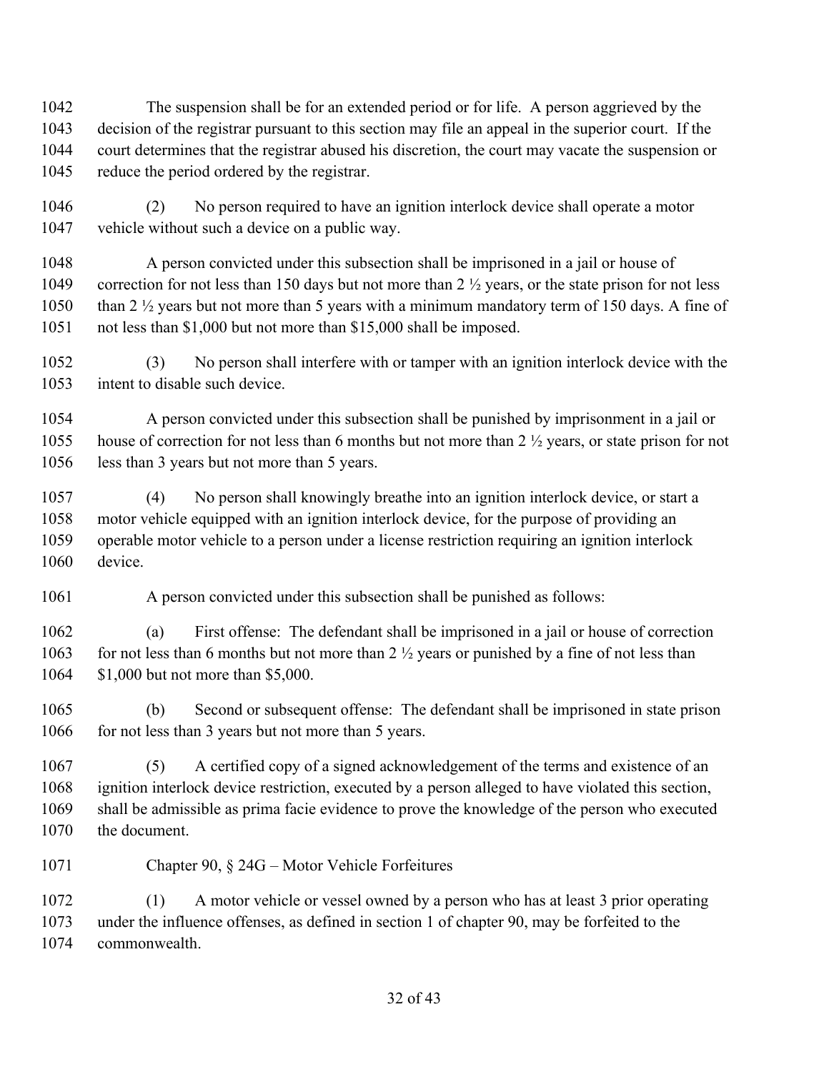The suspension shall be for an extended period or for life. A person aggrieved by the decision of the registrar pursuant to this section may file an appeal in the superior court. If the court determines that the registrar abused his discretion, the court may vacate the suspension or reduce the period ordered by the registrar.

(2) No person required to have an ignition interlock device shall operate a motor vehicle without such a device on a public way.

A person convicted under this subsection shall be imprisoned in a jail or house of correction for not less than 150 days but not more than 2 ½ years, or the state prison for not less than 2 ½ years but not more than 5 years with a minimum mandatory term of 150 days. A fine of not less than $1,000 but not more than $15,000 shall be imposed.

(3) No person shall interfere with or tamper with an ignition interlock device with the intent to disable such device.

A person convicted under this subsection shall be punished by imprisonment in a jail or house of correction for not less than 6 months but not more than 2 ½ years, or state prison for not less than 3 years but not more than 5 years.

(4) No person shall knowingly breathe into an ignition interlock device, or start a motor vehicle equipped with an ignition interlock device, for the purpose of providing an operable motor vehicle to a person under a license restriction requiring an ignition interlock device.

A person convicted under this subsection shall be punished as follows:

(a) First offense: The defendant shall be imprisoned in a jail or house of correction for not less than 6 months but not more than 2 ½ years or punished by a fine of not less than $1,000 but not more than $5,000.

(b) Second or subsequent offense: The defendant shall be imprisoned in state prison for not less than 3 years but not more than 5 years.

(5) A certified copy of a signed acknowledgement of the terms and existence of an ignition interlock device restriction, executed by a person alleged to have violated this section, shall be admissible as prima facie evidence to prove the knowledge of the person who executed the document.

Chapter 90, § 24G – Motor Vehicle Forfeitures

(1) A motor vehicle or vessel owned by a person who has at least 3 prior operating under the influence offenses, as defined in section 1 of chapter 90, may be forfeited to the commonwealth.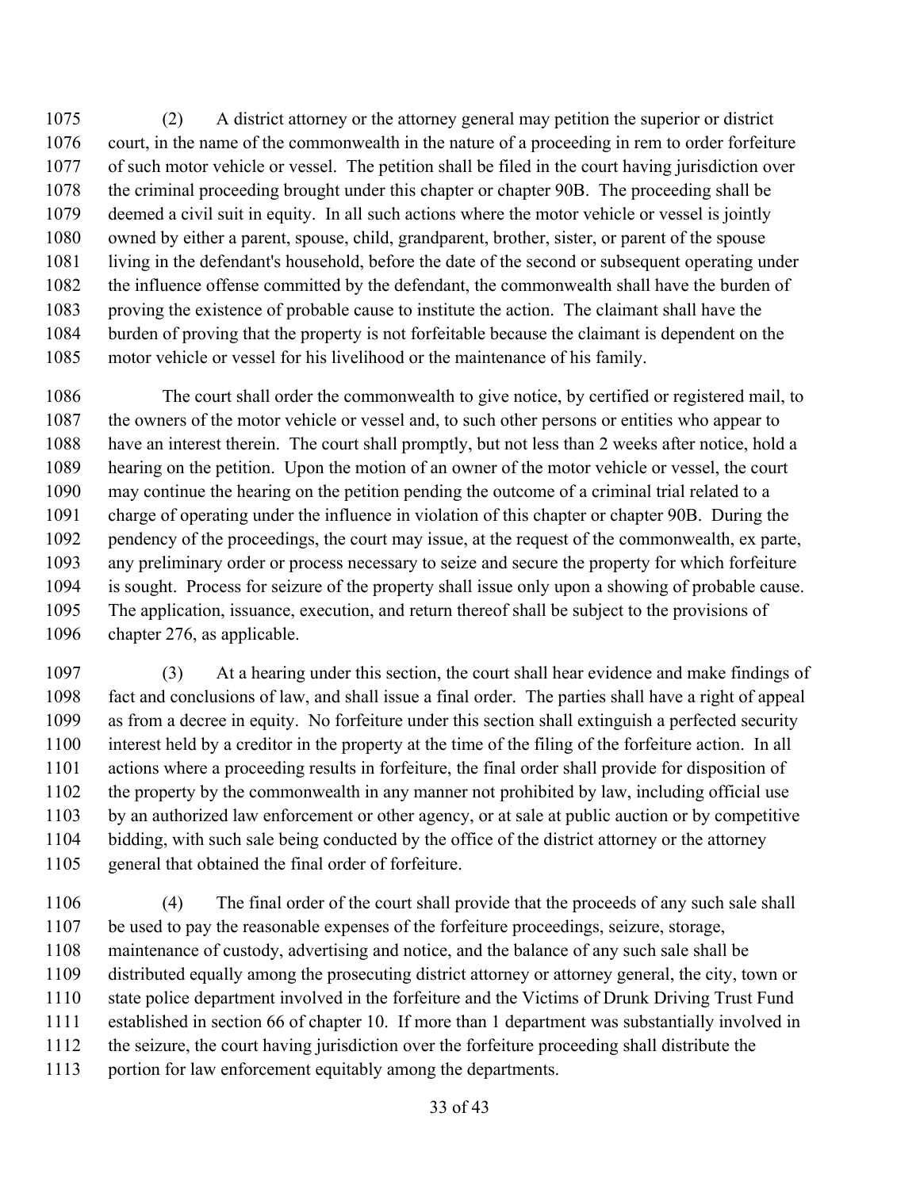(2) A district attorney or the attorney general may petition the superior or district court, in the name of the commonwealth in the nature of a proceeding in rem to order forfeiture of such motor vehicle or vessel. The petition shall be filed in the court having jurisdiction over the criminal proceeding brought under this chapter or chapter 90B. The proceeding shall be deemed a civil suit in equity. In all such actions where the motor vehicle or vessel is jointly owned by either a parent, spouse, child, grandparent, brother, sister, or parent of the spouse living in the defendant's household, before the date of the second or subsequent operating under the influence offense committed by the defendant, the commonwealth shall have the burden of proving the existence of probable cause to institute the action. The claimant shall have the burden of proving that the property is not forfeitable because the claimant is dependent on the motor vehicle or vessel for his livelihood or the maintenance of his family.

The court shall order the commonwealth to give notice, by certified or registered mail, to the owners of the motor vehicle or vessel and, to such other persons or entities who appear to have an interest therein. The court shall promptly, but not less than 2 weeks after notice, hold a hearing on the petition. Upon the motion of an owner of the motor vehicle or vessel, the court may continue the hearing on the petition pending the outcome of a criminal trial related to a charge of operating under the influence in violation of this chapter or chapter 90B. During the pendency of the proceedings, the court may issue, at the request of the commonwealth, ex parte, any preliminary order or process necessary to seize and secure the property for which forfeiture is sought. Process for seizure of the property shall issue only upon a showing of probable cause. The application, issuance, execution, and return thereof shall be subject to the provisions of chapter 276, as applicable.

(3) At a hearing under this section, the court shall hear evidence and make findings of fact and conclusions of law, and shall issue a final order. The parties shall have a right of appeal as from a decree in equity. No forfeiture under this section shall extinguish a perfected security interest held by a creditor in the property at the time of the filing of the forfeiture action. In all actions where a proceeding results in forfeiture, the final order shall provide for disposition of the property by the commonwealth in any manner not prohibited by law, including official use by an authorized law enforcement or other agency, or at sale at public auction or by competitive bidding, with such sale being conducted by the office of the district attorney or the attorney general that obtained the final order of forfeiture.

(4) The final order of the court shall provide that the proceeds of any such sale shall be used to pay the reasonable expenses of the forfeiture proceedings, seizure, storage, maintenance of custody, advertising and notice, and the balance of any such sale shall be distributed equally among the prosecuting district attorney or attorney general, the city, town or state police department involved in the forfeiture and the Victims of Drunk Driving Trust Fund established in section 66 of chapter 10. If more than 1 department was substantially involved in the seizure, the court having jurisdiction over the forfeiture proceeding shall distribute the portion for law enforcement equitably among the departments.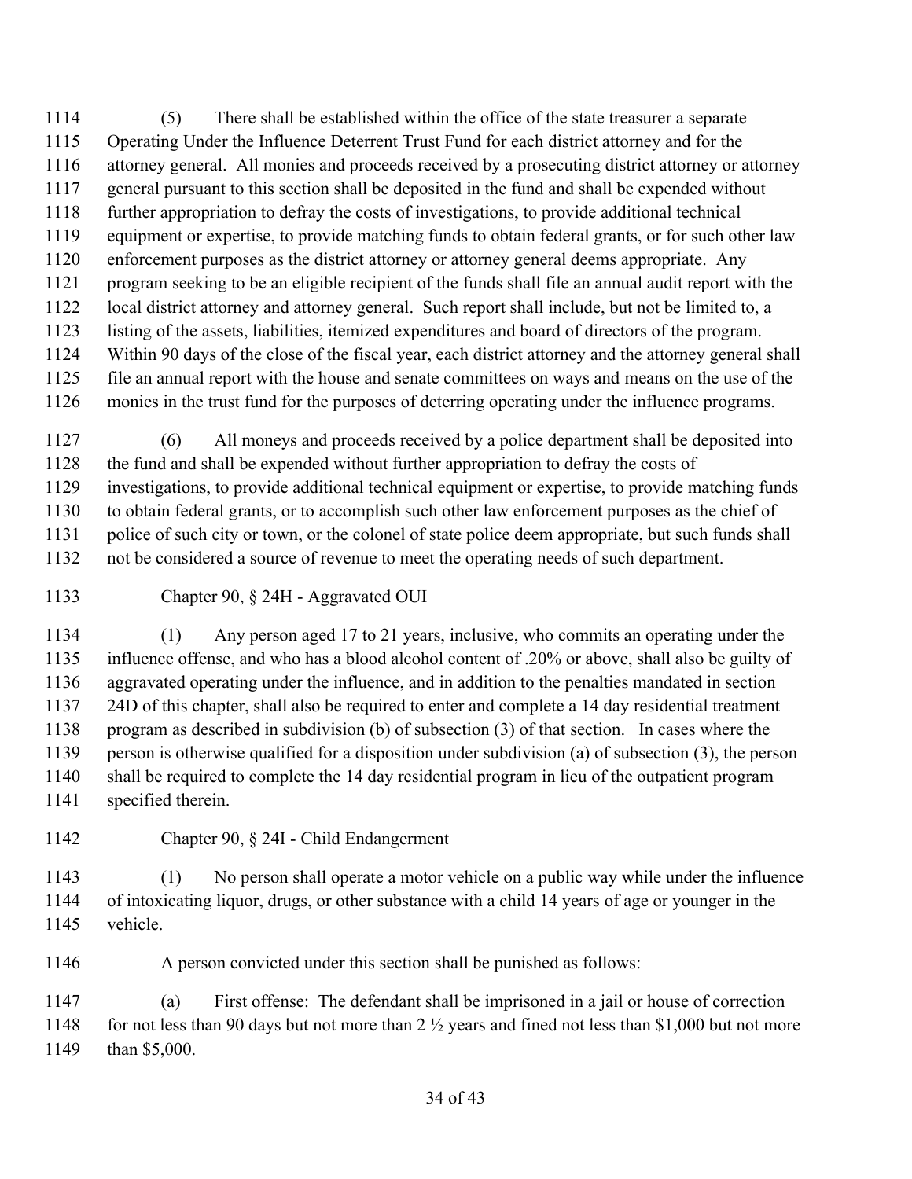(5) There shall be established within the office of the state treasurer a separate Operating Under the Influence Deterrent Trust Fund for each district attorney and for the attorney general. All monies and proceeds received by a prosecuting district attorney or attorney general pursuant to this section shall be deposited in the fund and shall be expended without further appropriation to defray the costs of investigations, to provide additional technical equipment or expertise, to provide matching funds to obtain federal grants, or for such other law enforcement purposes as the district attorney or attorney general deems appropriate. Any program seeking to be an eligible recipient of the funds shall file an annual audit report with the local district attorney and attorney general. Such report shall include, but not be limited to, a listing of the assets, liabilities, itemized expenditures and board of directors of the program. Within 90 days of the close of the fiscal year, each district attorney and the attorney general shall file an annual report with the house and senate committees on ways and means on the use of the monies in the trust fund for the purposes of deterring operating under the influence programs.

(6) All moneys and proceeds received by a police department shall be deposited into the fund and shall be expended without further appropriation to defray the costs of investigations, to provide additional technical equipment or expertise, to provide matching funds to obtain federal grants, or to accomplish such other law enforcement purposes as the chief of police of such city or town, or the colonel of state police deem appropriate, but such funds shall not be considered a source of revenue to meet the operating needs of such department.

Chapter 90, § 24H - Aggravated OUI

(1) Any person aged 17 to 21 years, inclusive, who commits an operating under the influence offense, and who has a blood alcohol content of .20% or above, shall also be guilty of aggravated operating under the influence, and in addition to the penalties mandated in section 24D of this chapter, shall also be required to enter and complete a 14 day residential treatment program as described in subdivision (b) of subsection (3) of that section. In cases where the person is otherwise qualified for a disposition under subdivision (a) of subsection (3), the person shall be required to complete the 14 day residential program in lieu of the outpatient program specified therein.

Chapter 90, § 24I - Child Endangerment

(1) No person shall operate a motor vehicle on a public way while under the influence of intoxicating liquor, drugs, or other substance with a child 14 years of age or younger in the vehicle.

A person convicted under this section shall be punished as follows:

(a) First offense: The defendant shall be imprisoned in a jail or house of correction for not less than 90 days but not more than 2 ½ years and fined not less than $1,000 but not more than $5,000.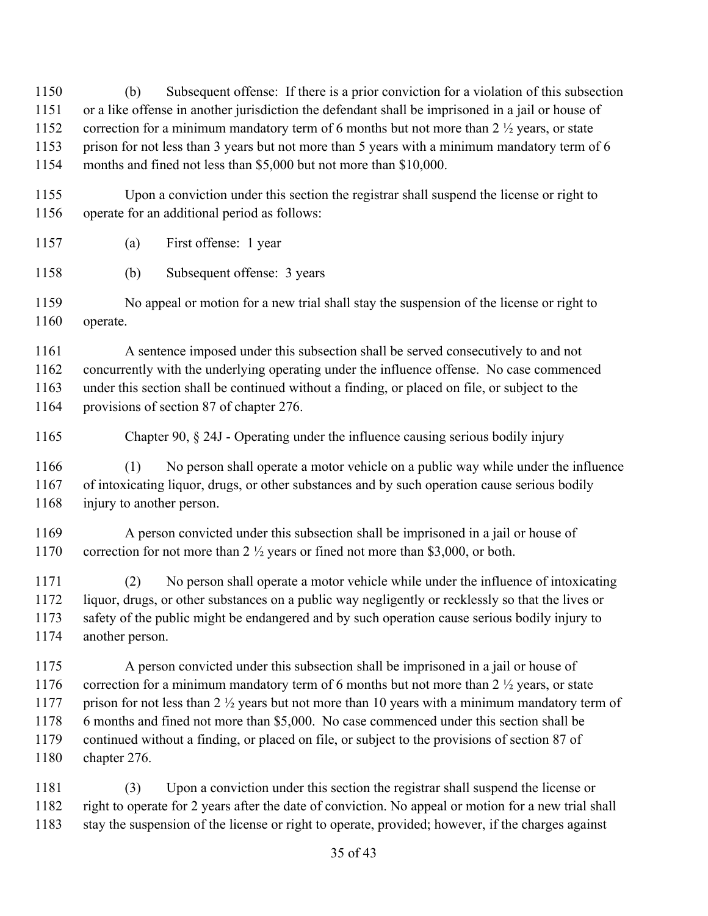(b) Subsequent offense: If there is a prior conviction for a violation of this subsection or a like offense in another jurisdiction the defendant shall be imprisoned in a jail or house of correction for a minimum mandatory term of 6 months but not more than 2 ½ years, or state prison for not less than 3 years but not more than 5 years with a minimum mandatory term of 6 months and fined not less than $5,000 but not more than $10,000.

Upon a conviction under this section the registrar shall suspend the license or right to operate for an additional period as follows:

(a) First offense: 1 year

(b) Subsequent offense: 3 years

No appeal or motion for a new trial shall stay the suspension of the license or right to operate.

A sentence imposed under this subsection shall be served consecutively to and not concurrently with the underlying operating under the influence offense. No case commenced under this section shall be continued without a finding, or placed on file, or subject to the provisions of section 87 of chapter 276.

Chapter 90, § 24J - Operating under the influence causing serious bodily injury

(1) No person shall operate a motor vehicle on a public way while under the influence of intoxicating liquor, drugs, or other substances and by such operation cause serious bodily injury to another person.

A person convicted under this subsection shall be imprisoned in a jail or house of correction for not more than 2 ½ years or fined not more than $3,000, or both.

(2) No person shall operate a motor vehicle while under the influence of intoxicating liquor, drugs, or other substances on a public way negligently or recklessly so that the lives or safety of the public might be endangered and by such operation cause serious bodily injury to another person.

A person convicted under this subsection shall be imprisoned in a jail or house of correction for a minimum mandatory term of 6 months but not more than 2 ½ years, or state prison for not less than 2 ½ years but not more than 10 years with a minimum mandatory term of 6 months and fined not more than $5,000. No case commenced under this section shall be continued without a finding, or placed on file, or subject to the provisions of section 87 of chapter 276.

(3) Upon a conviction under this section the registrar shall suspend the license or right to operate for 2 years after the date of conviction. No appeal or motion for a new trial shall stay the suspension of the license or right to operate, provided; however, if the charges against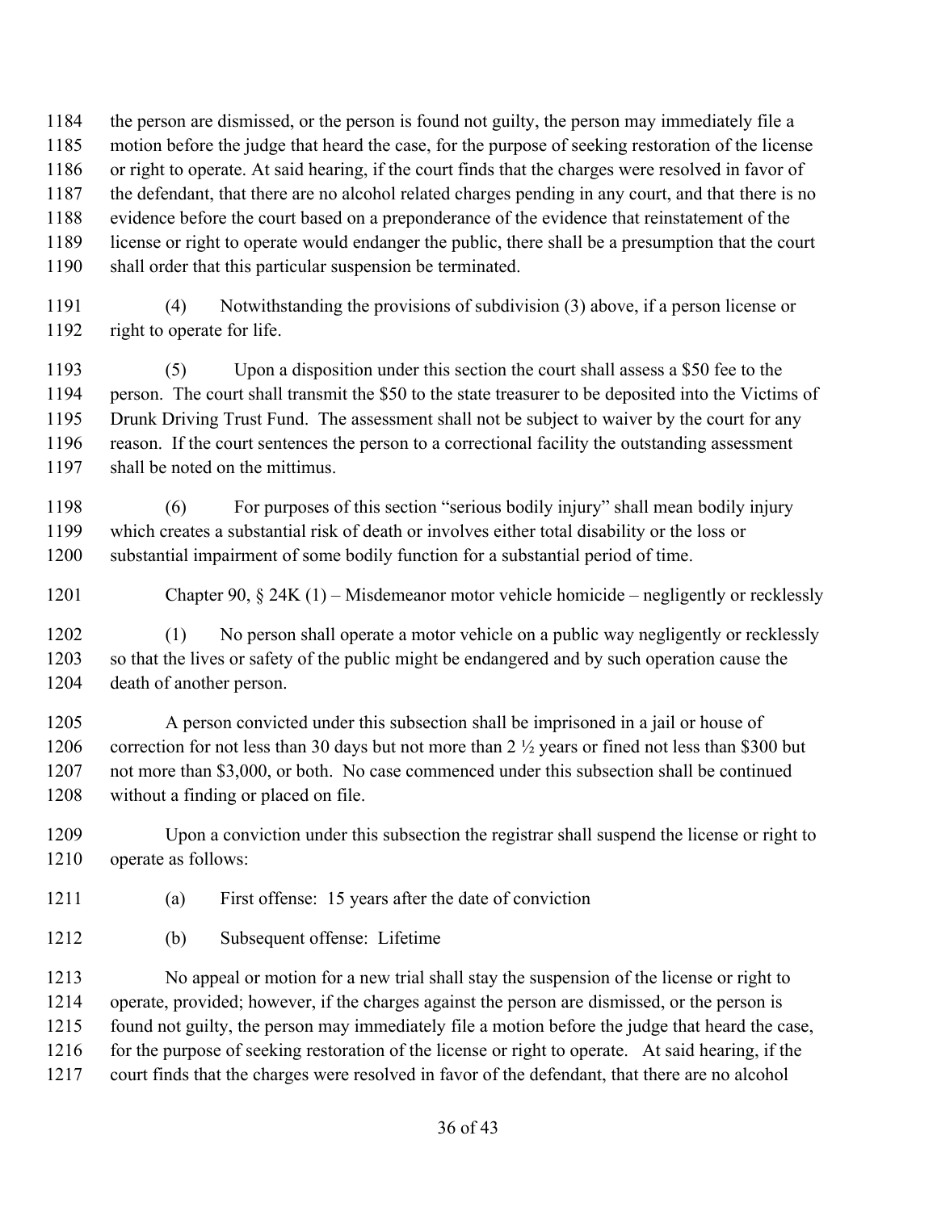the person are dismissed, or the person is found not guilty, the person may immediately file a motion before the judge that heard the case, for the purpose of seeking restoration of the license or right to operate. At said hearing, if the court finds that the charges were resolved in favor of the defendant, that there are no alcohol related charges pending in any court, and that there is no evidence before the court based on a preponderance of the evidence that reinstatement of the license or right to operate would endanger the public, there shall be a presumption that the court shall order that this particular suspension be terminated.

(4) Notwithstanding the provisions of subdivision (3) above, if a person license or right to operate for life.

(5) Upon a disposition under this section the court shall assess a $50 fee to the person. The court shall transmit the $50 to the state treasurer to be deposited into the Victims of Drunk Driving Trust Fund. The assessment shall not be subject to waiver by the court for any reason. If the court sentences the person to a correctional facility the outstanding assessment shall be noted on the mittimus.

(6) For purposes of this section "serious bodily injury" shall mean bodily injury which creates a substantial risk of death or involves either total disability or the loss or substantial impairment of some bodily function for a substantial period of time.

Chapter 90, § 24K (1) – Misdemeanor motor vehicle homicide – negligently or recklessly

(1) No person shall operate a motor vehicle on a public way negligently or recklessly so that the lives or safety of the public might be endangered and by such operation cause the death of another person.

A person convicted under this subsection shall be imprisoned in a jail or house of correction for not less than 30 days but not more than 2 ½ years or fined not less than $300 but not more than $3,000, or both. No case commenced under this subsection shall be continued without a finding or placed on file.

Upon a conviction under this subsection the registrar shall suspend the license or right to operate as follows:

(a) First offense: 15 years after the date of conviction

(b) Subsequent offense: Lifetime

No appeal or motion for a new trial shall stay the suspension of the license or right to operate, provided; however, if the charges against the person are dismissed, or the person is found not guilty, the person may immediately file a motion before the judge that heard the case, for the purpose of seeking restoration of the license or right to operate. At said hearing, if the court finds that the charges were resolved in favor of the defendant, that there are no alcohol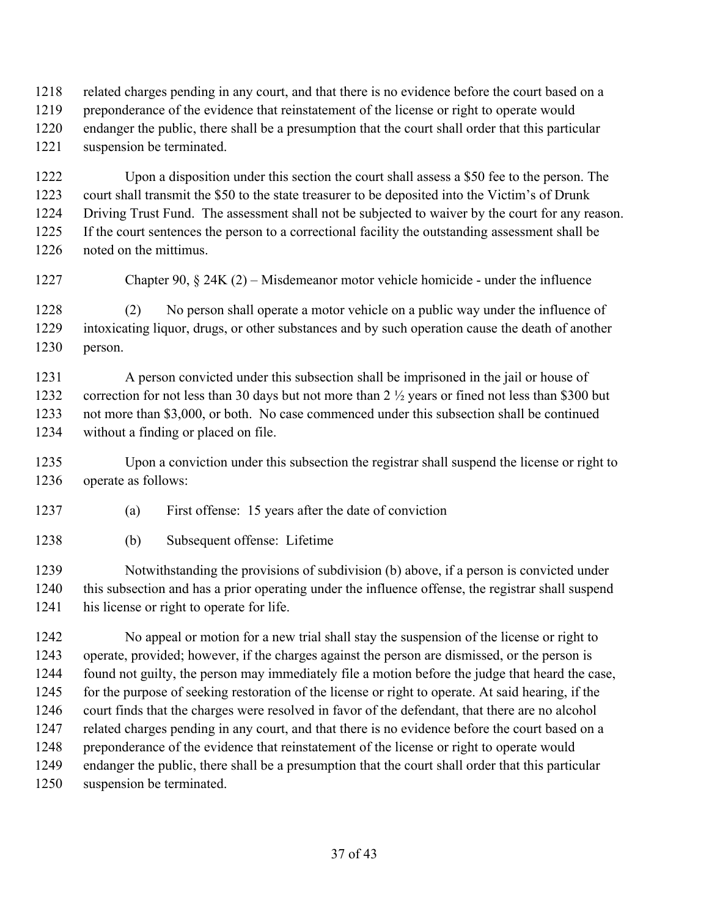related charges pending in any court, and that there is no evidence before the court based on a preponderance of the evidence that reinstatement of the license or right to operate would endanger the public, there shall be a presumption that the court shall order that this particular suspension be terminated.

Upon a disposition under this section the court shall assess a $50 fee to the person. The court shall transmit the $50 to the state treasurer to be deposited into the Victim's of Drunk Driving Trust Fund. The assessment shall not be subjected to waiver by the court for any reason. If the court sentences the person to a correctional facility the outstanding assessment shall be noted on the mittimus.

Chapter 90, § 24K (2) – Misdemeanor motor vehicle homicide - under the influence

(2) No person shall operate a motor vehicle on a public way under the influence of intoxicating liquor, drugs, or other substances and by such operation cause the death of another person.

A person convicted under this subsection shall be imprisoned in the jail or house of correction for not less than 30 days but not more than 2 ½ years or fined not less than $300 but not more than $3,000, or both. No case commenced under this subsection shall be continued without a finding or placed on file.

Upon a conviction under this subsection the registrar shall suspend the license or right to operate as follows:

(a) First offense: 15 years after the date of conviction

(b) Subsequent offense: Lifetime

Notwithstanding the provisions of subdivision (b) above, if a person is convicted under this subsection and has a prior operating under the influence offense, the registrar shall suspend his license or right to operate for life.

No appeal or motion for a new trial shall stay the suspension of the license or right to operate, provided; however, if the charges against the person are dismissed, or the person is found not guilty, the person may immediately file a motion before the judge that heard the case, for the purpose of seeking restoration of the license or right to operate. At said hearing, if the court finds that the charges were resolved in favor of the defendant, that there are no alcohol related charges pending in any court, and that there is no evidence before the court based on a preponderance of the evidence that reinstatement of the license or right to operate would endanger the public, there shall be a presumption that the court shall order that this particular suspension be terminated.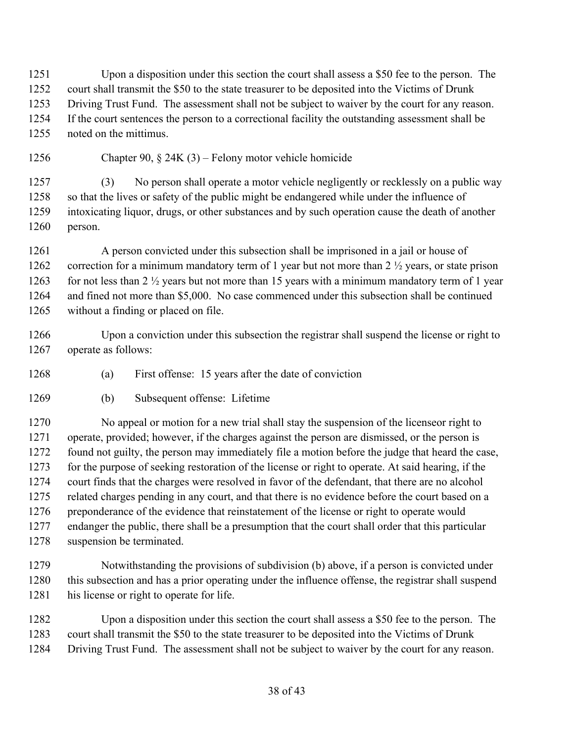Upon a disposition under this section the court shall assess a $50 fee to the person. The court shall transmit the $50 to the state treasurer to be deposited into the Victims of Drunk Driving Trust Fund. The assessment shall not be subject to waiver by the court for any reason. If the court sentences the person to a correctional facility the outstanding assessment shall be noted on the mittimus.

Chapter 90, § 24K (3) – Felony motor vehicle homicide

(3) No person shall operate a motor vehicle negligently or recklessly on a public way so that the lives or safety of the public might be endangered while under the influence of intoxicating liquor, drugs, or other substances and by such operation cause the death of another person.

A person convicted under this subsection shall be imprisoned in a jail or house of correction for a minimum mandatory term of 1 year but not more than 2 ½ years, or state prison for not less than 2 ½ years but not more than 15 years with a minimum mandatory term of 1 year and fined not more than $5,000. No case commenced under this subsection shall be continued without a finding or placed on file.

Upon a conviction under this subsection the registrar shall suspend the license or right to operate as follows:

(a) First offense: 15 years after the date of conviction

(b) Subsequent offense: Lifetime

No appeal or motion for a new trial shall stay the suspension of the licenseor right to operate, provided; however, if the charges against the person are dismissed, or the person is found not guilty, the person may immediately file a motion before the judge that heard the case, for the purpose of seeking restoration of the license or right to operate. At said hearing, if the court finds that the charges were resolved in favor of the defendant, that there are no alcohol related charges pending in any court, and that there is no evidence before the court based on a preponderance of the evidence that reinstatement of the license or right to operate would endanger the public, there shall be a presumption that the court shall order that this particular suspension be terminated.

Notwithstanding the provisions of subdivision (b) above, if a person is convicted under this subsection and has a prior operating under the influence offense, the registrar shall suspend his license or right to operate for life.

Upon a disposition under this section the court shall assess a $50 fee to the person. The court shall transmit the $50 to the state treasurer to be deposited into the Victims of Drunk Driving Trust Fund. The assessment shall not be subject to waiver by the court for any reason.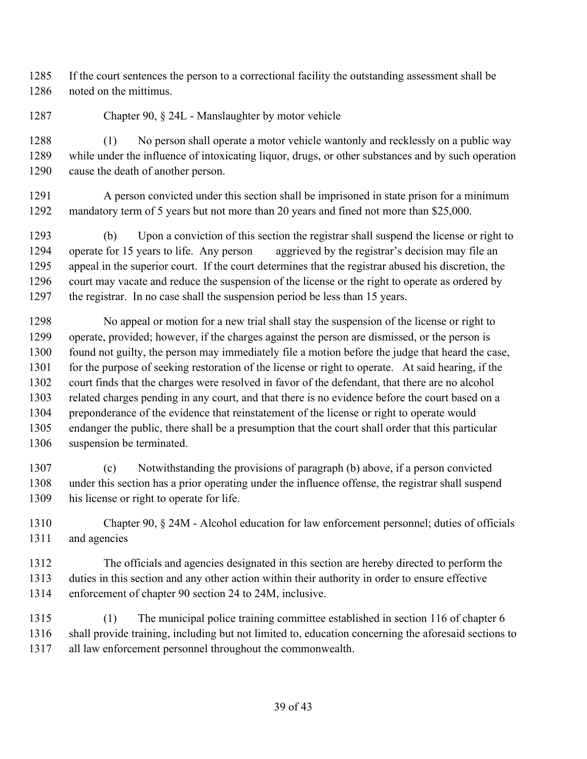If the court sentences the person to a correctional facility the outstanding assessment shall be noted on the mittimus.

Chapter 90, § 24L - Manslaughter by motor vehicle

(1) No person shall operate a motor vehicle wantonly and recklessly on a public way while under the influence of intoxicating liquor, drugs, or other substances and by such operation cause the death of another person.

A person convicted under this section shall be imprisoned in state prison for a minimum mandatory term of 5 years but not more than 20 years and fined not more than $25,000.

(b) Upon a conviction of this section the registrar shall suspend the license or right to operate for 15 years to life. Any person aggrieved by the registrar's decision may file an appeal in the superior court. If the court determines that the registrar abused his discretion, the court may vacate and reduce the suspension of the license or the right to operate as ordered by the registrar. In no case shall the suspension period be less than 15 years.

No appeal or motion for a new trial shall stay the suspension of the license or right to operate, provided; however, if the charges against the person are dismissed, or the person is found not guilty, the person may immediately file a motion before the judge that heard the case, for the purpose of seeking restoration of the license or right to operate. At said hearing, if the court finds that the charges were resolved in favor of the defendant, that there are no alcohol related charges pending in any court, and that there is no evidence before the court based on a preponderance of the evidence that reinstatement of the license or right to operate would endanger the public, there shall be a presumption that the court shall order that this particular suspension be terminated.

(c) Notwithstanding the provisions of paragraph (b) above, if a person convicted under this section has a prior operating under the influence offense, the registrar shall suspend his license or right to operate for life.

Chapter 90, § 24M - Alcohol education for law enforcement personnel; duties of officials and agencies

The officials and agencies designated in this section are hereby directed to perform the duties in this section and any other action within their authority in order to ensure effective enforcement of chapter 90 section 24 to 24M, inclusive.

(1) The municipal police training committee established in section 116 of chapter 6 shall provide training, including but not limited to, education concerning the aforesaid sections to all law enforcement personnel throughout the commonwealth.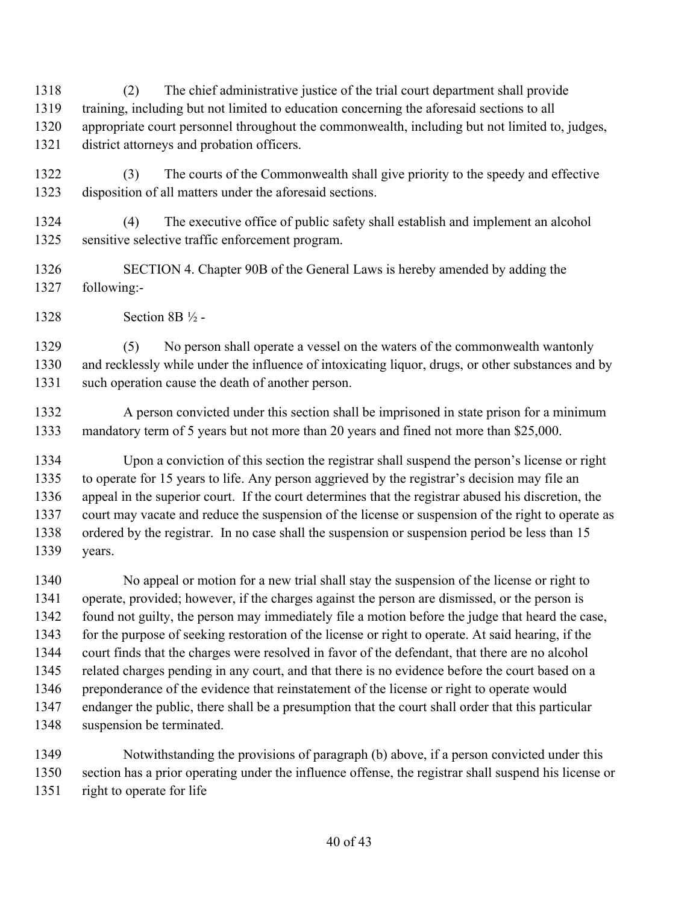(2) The chief administrative justice of the trial court department shall provide training, including but not limited to education concerning the aforesaid sections to all appropriate court personnel throughout the commonwealth, including but not limited to, judges, district attorneys and probation officers.

(3) The courts of the Commonwealth shall give priority to the speedy and effective disposition of all matters under the aforesaid sections.

(4) The executive office of public safety shall establish and implement an alcohol sensitive selective traffic enforcement program.

SECTION 4. Chapter 90B of the General Laws is hereby amended by adding the following:-

Section 8B ½ -

(5) No person shall operate a vessel on the waters of the commonwealth wantonly and recklessly while under the influence of intoxicating liquor, drugs, or other substances and by such operation cause the death of another person.

A person convicted under this section shall be imprisoned in state prison for a minimum mandatory term of 5 years but not more than 20 years and fined not more than $25,000.

Upon a conviction of this section the registrar shall suspend the person's license or right to operate for 15 years to life. Any person aggrieved by the registrar's decision may file an appeal in the superior court. If the court determines that the registrar abused his discretion, the court may vacate and reduce the suspension of the license or suspension of the right to operate as ordered by the registrar. In no case shall the suspension or suspension period be less than 15 years.

No appeal or motion for a new trial shall stay the suspension of the license or right to operate, provided; however, if the charges against the person are dismissed, or the person is found not guilty, the person may immediately file a motion before the judge that heard the case, for the purpose of seeking restoration of the license or right to operate. At said hearing, if the court finds that the charges were resolved in favor of the defendant, that there are no alcohol related charges pending in any court, and that there is no evidence before the court based on a preponderance of the evidence that reinstatement of the license or right to operate would endanger the public, there shall be a presumption that the court shall order that this particular suspension be terminated.

Notwithstanding the provisions of paragraph (b) above, if a person convicted under this section has a prior operating under the influence offense, the registrar shall suspend his license or right to operate for life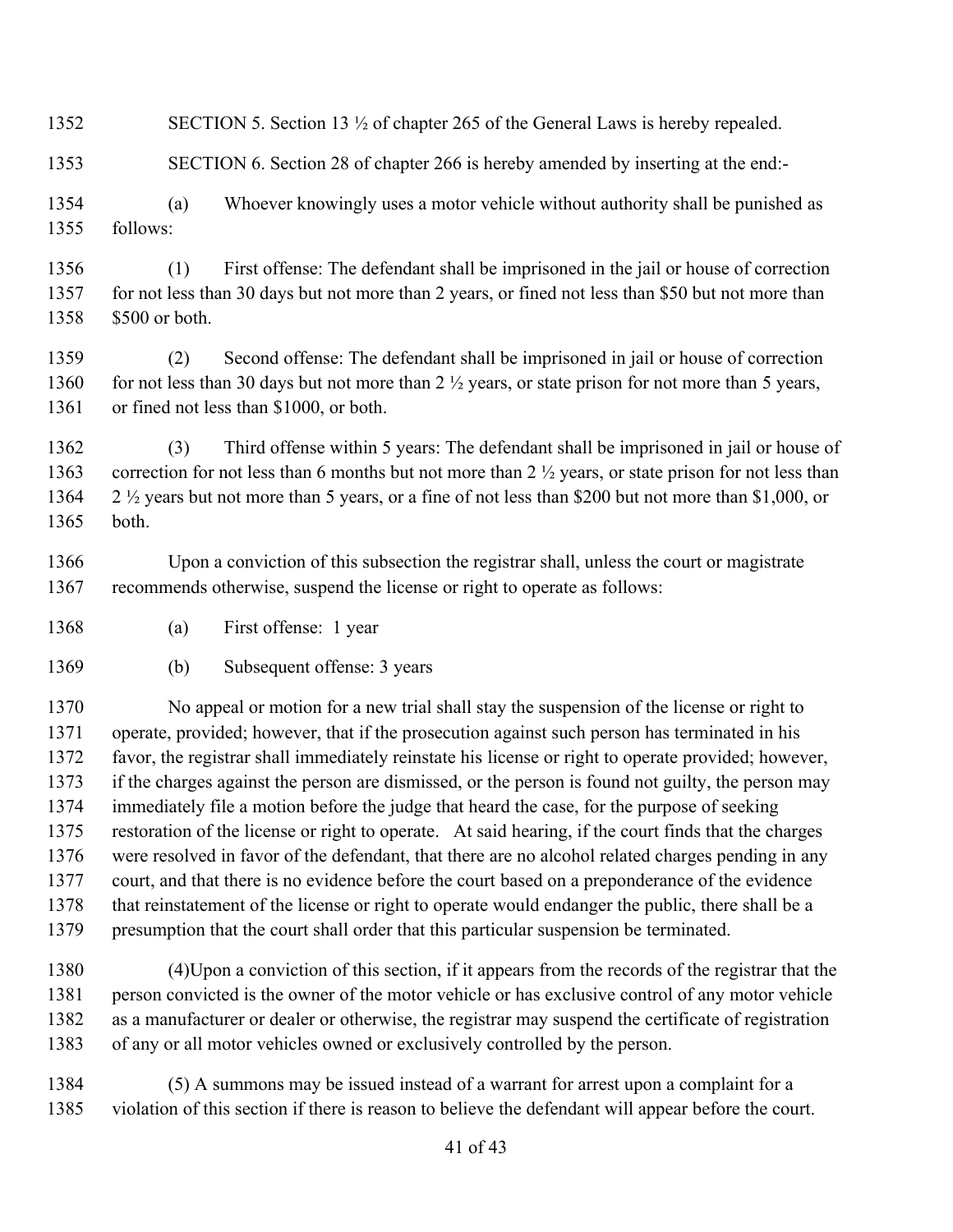SECTION 5. Section 13 ½ of chapter 265 of the General Laws is hereby repealed.

SECTION 6. Section 28 of chapter 266 is hereby amended by inserting at the end:-

(a) Whoever knowingly uses a motor vehicle without authority shall be punished as follows:

(1) First offense: The defendant shall be imprisoned in the jail or house of correction for not less than 30 days but not more than 2 years, or fined not less than $50 but not more than $500 or both.

(2) Second offense: The defendant shall be imprisoned in jail or house of correction for not less than 30 days but not more than 2 ½ years, or state prison for not more than 5 years, or fined not less than $1000, or both.

(3) Third offense within 5 years: The defendant shall be imprisoned in jail or house of correction for not less than 6 months but not more than 2 ½ years, or state prison for not less than 2 ½ years but not more than 5 years, or a fine of not less than $200 but not more than $1,000, or both.

Upon a conviction of this subsection the registrar shall, unless the court or magistrate recommends otherwise, suspend the license or right to operate as follows:

(a) First offense: 1 year

(b) Subsequent offense: 3 years

No appeal or motion for a new trial shall stay the suspension of the license or right to operate, provided; however, that if the prosecution against such person has terminated in his favor, the registrar shall immediately reinstate his license or right to operate provided; however, if the charges against the person are dismissed, or the person is found not guilty, the person may immediately file a motion before the judge that heard the case, for the purpose of seeking restoration of the license or right to operate. At said hearing, if the court finds that the charges were resolved in favor of the defendant, that there are no alcohol related charges pending in any court, and that there is no evidence before the court based on a preponderance of the evidence that reinstatement of the license or right to operate would endanger the public, there shall be a presumption that the court shall order that this particular suspension be terminated.

(4)Upon a conviction of this section, if it appears from the records of the registrar that the person convicted is the owner of the motor vehicle or has exclusive control of any motor vehicle as a manufacturer or dealer or otherwise, the registrar may suspend the certificate of registration of any or all motor vehicles owned or exclusively controlled by the person.

(5) A summons may be issued instead of a warrant for arrest upon a complaint for a violation of this section if there is reason to believe the defendant will appear before the court.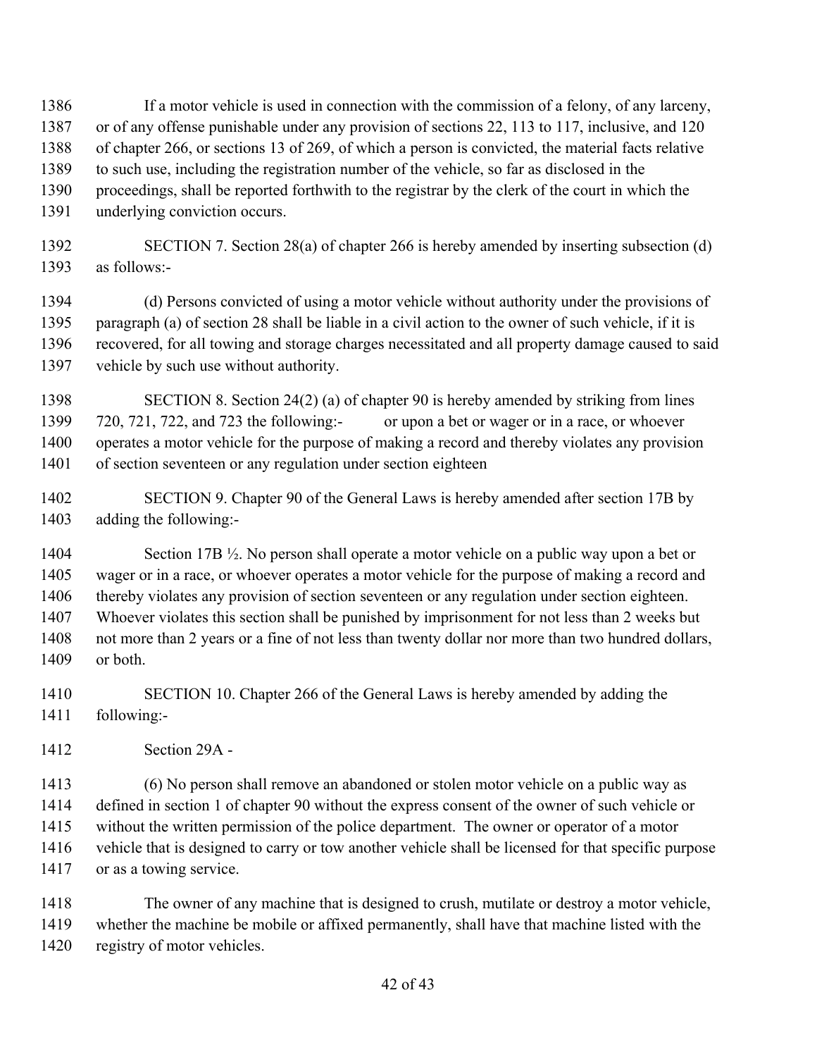If a motor vehicle is used in connection with the commission of a felony, of any larceny, or of any offense punishable under any provision of sections 22, 113 to 117, inclusive, and 120 of chapter 266, or sections 13 of 269, of which a person is convicted, the material facts relative to such use, including the registration number of the vehicle, so far as disclosed in the proceedings, shall be reported forthwith to the registrar by the clerk of the court in which the underlying conviction occurs.

SECTION 7. Section 28(a) of chapter 266 is hereby amended by inserting subsection (d) as follows:-

(d) Persons convicted of using a motor vehicle without authority under the provisions of paragraph (a) of section 28 shall be liable in a civil action to the owner of such vehicle, if it is recovered, for all towing and storage charges necessitated and all property damage caused to said vehicle by such use without authority.

SECTION 8. Section 24(2) (a) of chapter 90 is hereby amended by striking from lines 720, 721, 722, and 723 the following:- or upon a bet or wager or in a race, or whoever operates a motor vehicle for the purpose of making a record and thereby violates any provision of section seventeen or any regulation under section eighteen

SECTION 9. Chapter 90 of the General Laws is hereby amended after section 17B by adding the following:-

Section 17B ½. No person shall operate a motor vehicle on a public way upon a bet or wager or in a race, or whoever operates a motor vehicle for the purpose of making a record and thereby violates any provision of section seventeen or any regulation under section eighteen. Whoever violates this section shall be punished by imprisonment for not less than 2 weeks but not more than 2 years or a fine of not less than twenty dollar nor more than two hundred dollars, or both.

SECTION 10. Chapter 266 of the General Laws is hereby amended by adding the following:-

Section 29A -

(6) No person shall remove an abandoned or stolen motor vehicle on a public way as defined in section 1 of chapter 90 without the express consent of the owner of such vehicle or without the written permission of the police department. The owner or operator of a motor vehicle that is designed to carry or tow another vehicle shall be licensed for that specific purpose or as a towing service.

The owner of any machine that is designed to crush, mutilate or destroy a motor vehicle, whether the machine be mobile or affixed permanently, shall have that machine listed with the registry of motor vehicles.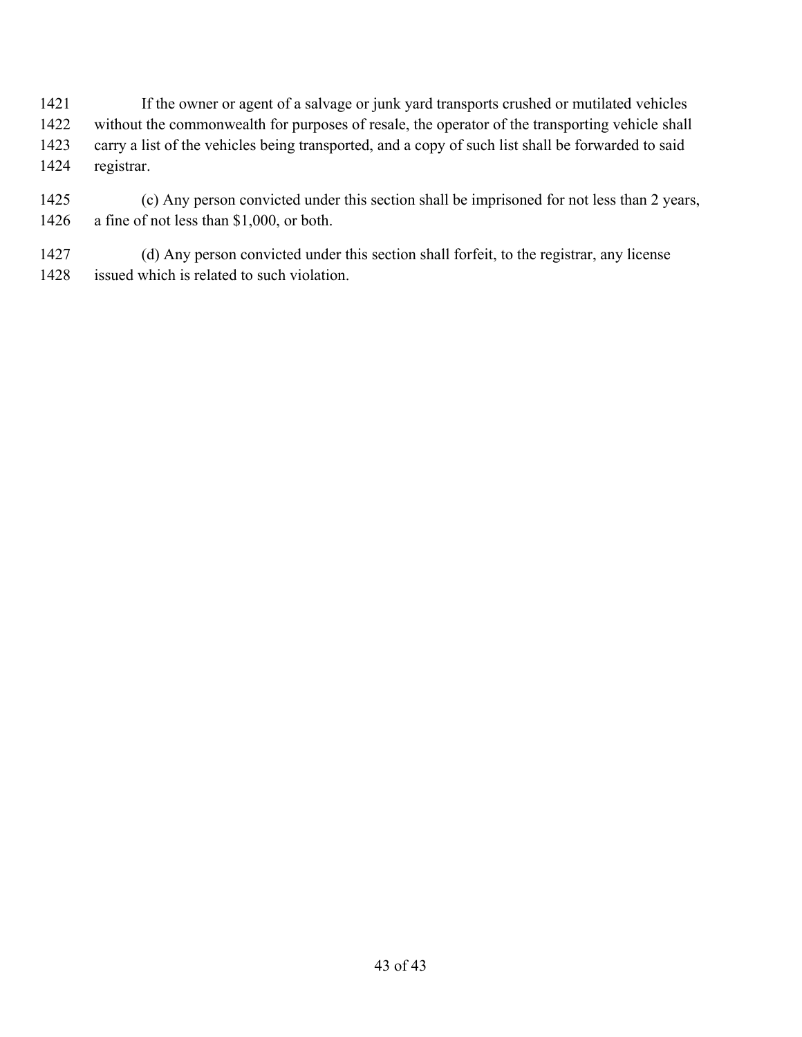If the owner or agent of a salvage or junk yard transports crushed or mutilated vehicles without the commonwealth for purposes of resale, the operator of the transporting vehicle shall carry a list of the vehicles being transported, and a copy of such list shall be forwarded to said registrar.

(c) Any person convicted under this section shall be imprisoned for not less than 2 years, a fine of not less than $1,000, or both.

(d) Any person convicted under this section shall forfeit, to the registrar, any license issued which is related to such violation.